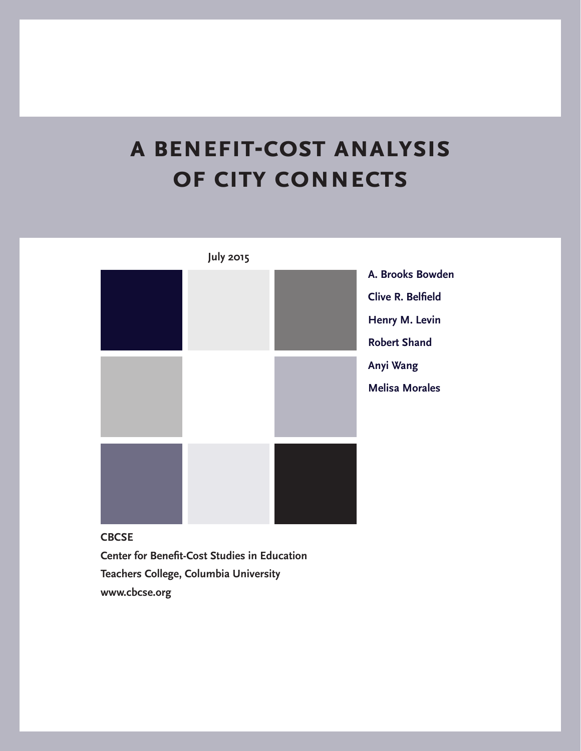# A BENEFIT-COST ANALYSIS OF CITY CONNECTS

July 2015

A. Brooks Bowden

Clive R. Belfield

Henry M. Levin

Robert Shand

Anyi Wang

Melisa Morales

CBCSE

Center for Benefit-Cost Studies in Education

Teachers College, Columbia University

www.cbcse.org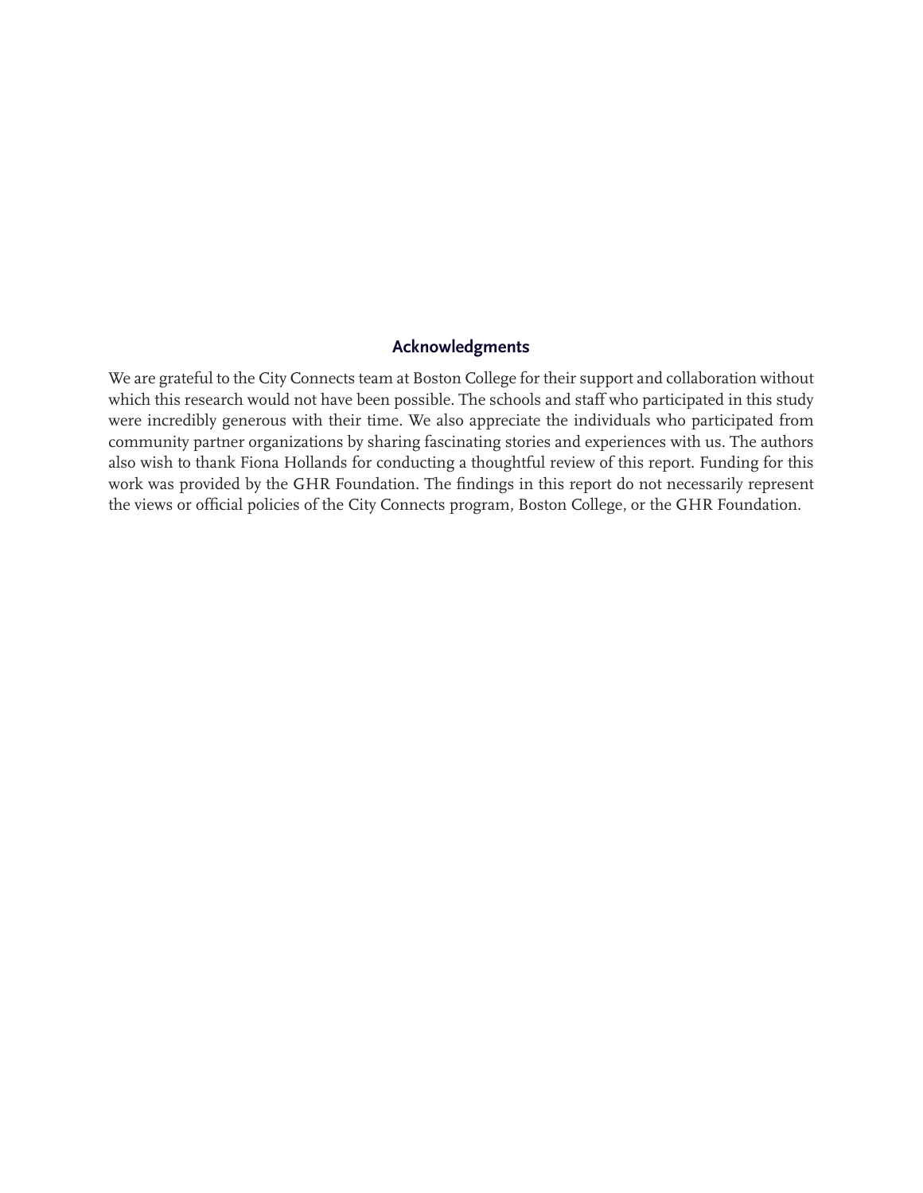## Acknowledgments

We are grateful to the City Connects team at Boston College for their support and collaboration without which this research would not have been possible. The schools and staff who participated in this study were incredibly generous with their time. We also appreciate the individuals who participated from community partner organizations by sharing fascinating stories and experiences with us. The authors also wish to thank Fiona Hollands for conducting a thoughtful review of this report. Funding for this work was provided by the GHR Foundation. The findings in this report do not necessarily represent the views or official policies of the City Connects program, Boston College, or the GHR Foundation.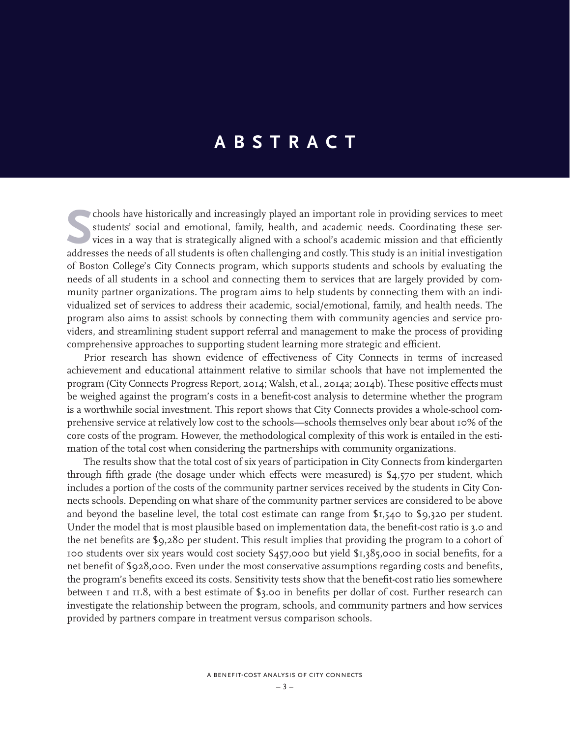# ABSTRACT

Schools have historically and increasingly played an important role in providing services to meet students' social and emotional, family, health, and academic needs. Coordinating these services in a way that is strategically aligned with a school's academic mission and that efficiently addresses the needs of all students is often challenging and costly. This study is an initial investigation of Boston College's City Connects program, which supports students and schools by evaluating the needs of all students in a school and connecting them to services that are largely provided by community partner organizations. The program aims to help students by connecting them with an individualized set of services to address their academic, social/emotional, family, and health needs. The program also aims to assist schools by connecting them with community agencies and service providers, and streamlining student support referral and management to make the process of providing comprehensive approaches to supporting student learning more strategic and efficient.

Prior research has shown evidence of effectiveness of City Connects in terms of increased achievement and educational attainment relative to similar schools that have not implemented the program (City Connects Progress Report, 2014; Walsh, et al., 2014a; 2014b). These positive effects must be weighed against the program's costs in a benefit-cost analysis to determine whether the program is a worthwhile social investment. This report shows that City Connects provides a whole-school comprehensive service at relatively low cost to the schools—schools themselves only bear about 10% of the core costs of the program. However, the methodological complexity of this work is entailed in the estimation of the total cost when considering the partnerships with community organizations.

The results show that the total cost of six years of participation in City Connects from kindergarten through fifth grade (the dosage under which effects were measured) is $4,570 per student, which includes a portion of the costs of the community partner services received by the students in City Connects schools. Depending on what share of the community partner services are considered to be above and beyond the baseline level, the total cost estimate can range from $1,540 to $9,320 per student. Under the model that is most plausible based on implementation data, the benefit-cost ratio is 3.0 and the net benefits are $9,280 per student. This result implies that providing the program to a cohort of 100 students over six years would cost society $457,000 but yield $1,385,000 in social benefits, for a net benefit of $928,000. Even under the most conservative assumptions regarding costs and benefits, the program's benefits exceed its costs. Sensitivity tests show that the benefit-cost ratio lies somewhere between 1 and 11.8, with a best estimate of $3.00 in benefits per dollar of cost. Further research can investigate the relationship between the program, schools, and community partners and how services provided by partners compare in treatment versus comparison schools.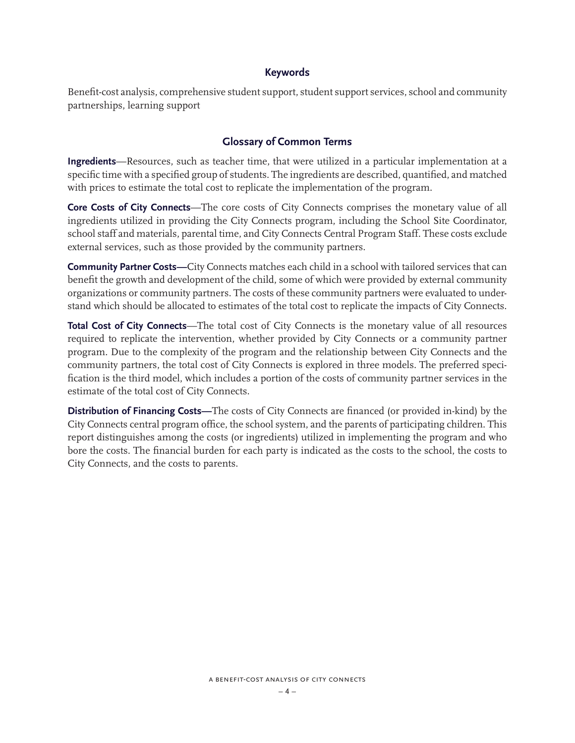## Keywords

Benefit-cost analysis, comprehensive student support, student support services, school and community partnerships, learning support

## Glossary of Common Terms

**Ingredients**—Resources, such as teacher time, that were utilized in a particular implementation at a specific time with a specified group of students. The ingredients are described, quantified, and matched with prices to estimate the total cost to replicate the implementation of the program.

**Core Costs of City Connects**—The core costs of City Connects comprises the monetary value of all ingredients utilized in providing the City Connects program, including the School Site Coordinator, school staff and materials, parental time, and City Connects Central Program Staff. These costs exclude external services, such as those provided by the community partners.

**Community Partner Costs—**City Connects matches each child in a school with tailored services that can benefit the growth and development of the child, some of which were provided by external community organizations or community partners. The costs of these community partners were evaluated to understand which should be allocated to estimates of the total cost to replicate the impacts of City Connects.

**Total Cost of City Connects**—The total cost of City Connects is the monetary value of all resources required to replicate the intervention, whether provided by City Connects or a community partner program. Due to the complexity of the program and the relationship between City Connects and the community partners, the total cost of City Connects is explored in three models. The preferred specification is the third model, which includes a portion of the costs of community partner services in the estimate of the total cost of City Connects.

**Distribution of Financing Costs—**The costs of City Connects are financed (or provided in-kind) by the City Connects central program office, the school system, and the parents of participating children. This report distinguishes among the costs (or ingredients) utilized in implementing the program and who bore the costs. The financial burden for each party is indicated as the costs to the school, the costs to City Connects, and the costs to parents.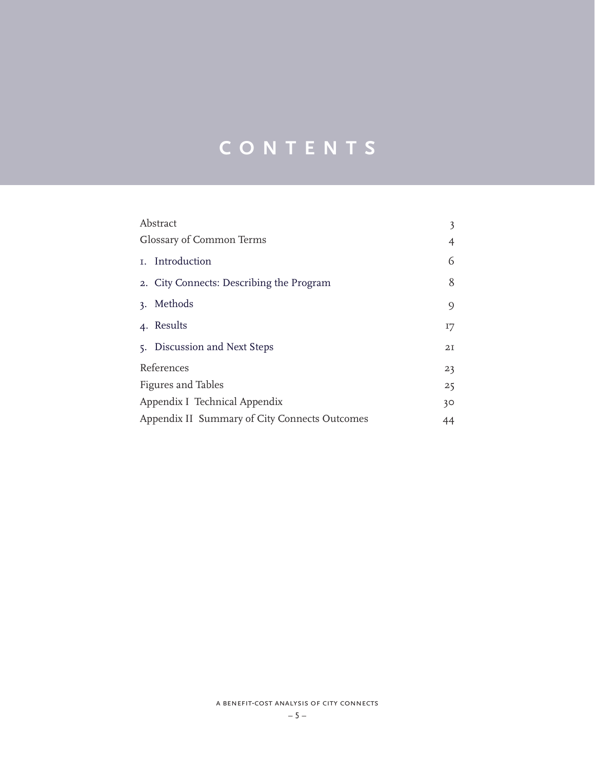# CONTENTS

| | |
|---|---|
| Abstract | 3 |
| Glossary of Common Terms | 4 |
| 1. Introduction | 6 |
| 2. City Connects: Describing the Program | 8 |
| 3. Methods | 9 |
| 4. Results | 17 |
| 5. Discussion and Next Steps | 21 |
| References | 23 |
| Figures and Tables | 25 |
| Appendix I Technical Appendix | 30 |
| Appendix II Summary of City Connects Outcomes | 44 |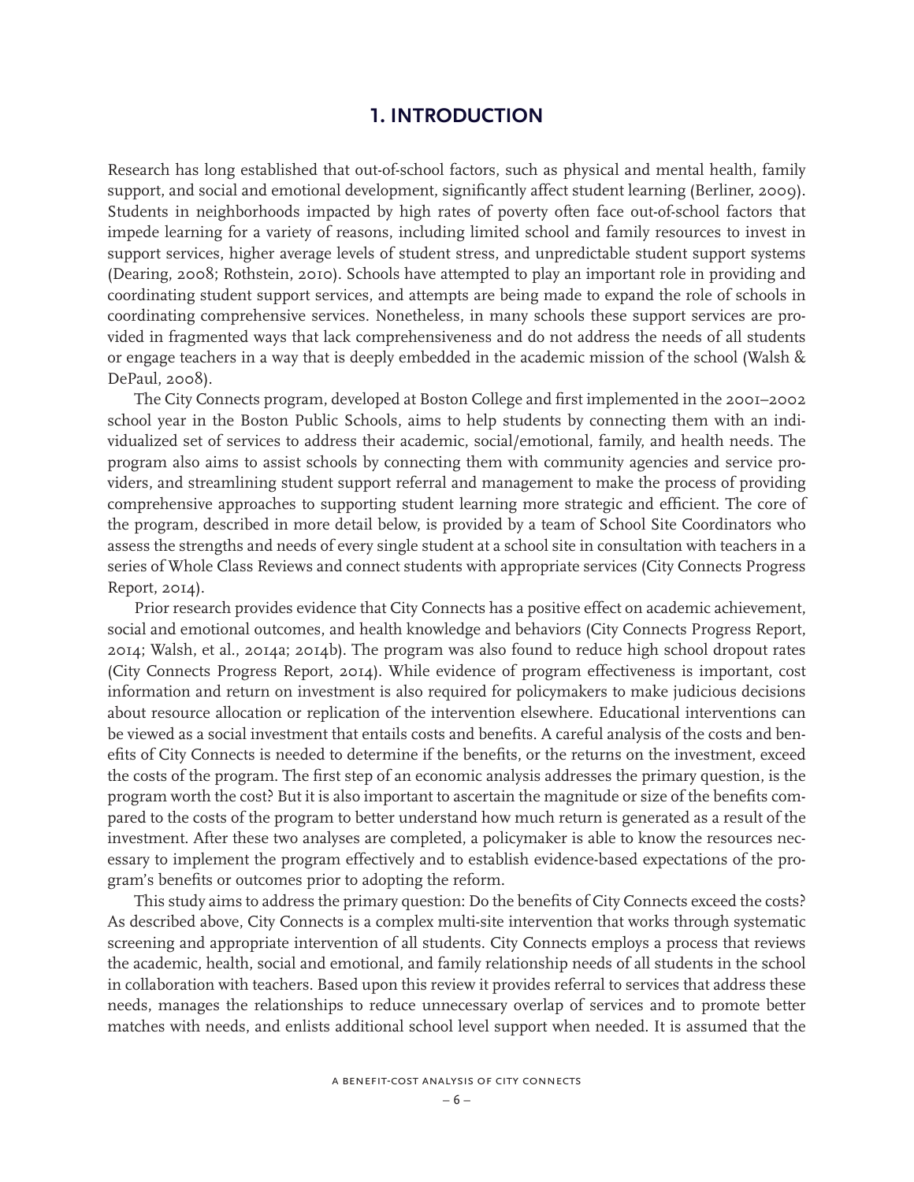# 1. INTRODUCTION

Research has long established that out-of-school factors, such as physical and mental health, family support, and social and emotional development, significantly affect student learning (Berliner, 2009). Students in neighborhoods impacted by high rates of poverty often face out-of-school factors that impede learning for a variety of reasons, including limited school and family resources to invest in support services, higher average levels of student stress, and unpredictable student support systems (Dearing, 2008; Rothstein, 2010). Schools have attempted to play an important role in providing and coordinating student support services, and attempts are being made to expand the role of schools in coordinating comprehensive services. Nonetheless, in many schools these support services are provided in fragmented ways that lack comprehensiveness and do not address the needs of all students or engage teachers in a way that is deeply embedded in the academic mission of the school (Walsh & DePaul, 2008).

The City Connects program, developed at Boston College and first implemented in the 2001–2002 school year in the Boston Public Schools, aims to help students by connecting them with an individualized set of services to address their academic, social/emotional, family, and health needs. The program also aims to assist schools by connecting them with community agencies and service providers, and streamlining student support referral and management to make the process of providing comprehensive approaches to supporting student learning more strategic and efficient. The core of the program, described in more detail below, is provided by a team of School Site Coordinators who assess the strengths and needs of every single student at a school site in consultation with teachers in a series of Whole Class Reviews and connect students with appropriate services (City Connects Progress Report, 2014).

Prior research provides evidence that City Connects has a positive effect on academic achievement, social and emotional outcomes, and health knowledge and behaviors (City Connects Progress Report, 2014; Walsh, et al., 2014a; 2014b). The program was also found to reduce high school dropout rates (City Connects Progress Report, 2014). While evidence of program effectiveness is important, cost information and return on investment is also required for policymakers to make judicious decisions about resource allocation or replication of the intervention elsewhere. Educational interventions can be viewed as a social investment that entails costs and benefits. A careful analysis of the costs and benefits of City Connects is needed to determine if the benefits, or the returns on the investment, exceed the costs of the program. The first step of an economic analysis addresses the primary question, is the program worth the cost? But it is also important to ascertain the magnitude or size of the benefits compared to the costs of the program to better understand how much return is generated as a result of the investment. After these two analyses are completed, a policymaker is able to know the resources necessary to implement the program effectively and to establish evidence-based expectations of the program's benefits or outcomes prior to adopting the reform.

This study aims to address the primary question: Do the benefits of City Connects exceed the costs? As described above, City Connects is a complex multi-site intervention that works through systematic screening and appropriate intervention of all students. City Connects employs a process that reviews the academic, health, social and emotional, and family relationship needs of all students in the school in collaboration with teachers. Based upon this review it provides referral to services that address these needs, manages the relationships to reduce unnecessary overlap of services and to promote better matches with needs, and enlists additional school level support when needed. It is assumed that the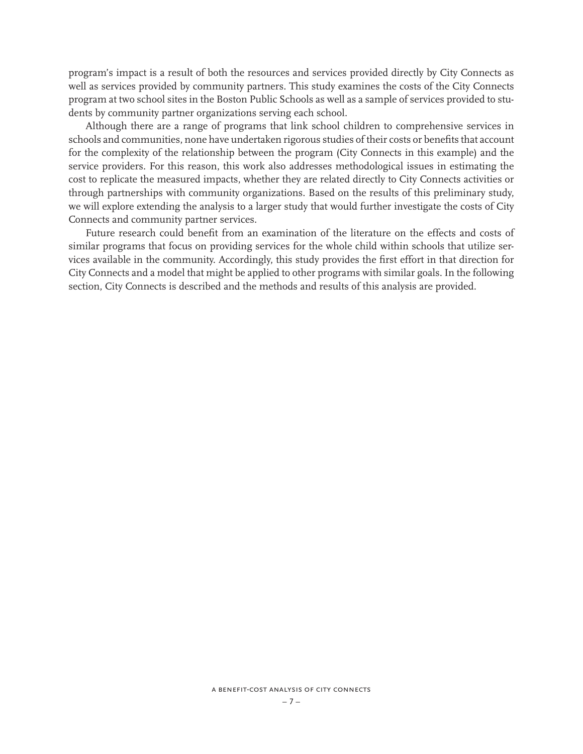program's impact is a result of both the resources and services provided directly by City Connects as well as services provided by community partners. This study examines the costs of the City Connects program at two school sites in the Boston Public Schools as well as a sample of services provided to students by community partner organizations serving each school.

Although there are a range of programs that link school children to comprehensive services in schools and communities, none have undertaken rigorous studies of their costs or benefits that account for the complexity of the relationship between the program (City Connects in this example) and the service providers. For this reason, this work also addresses methodological issues in estimating the cost to replicate the measured impacts, whether they are related directly to City Connects activities or through partnerships with community organizations. Based on the results of this preliminary study, we will explore extending the analysis to a larger study that would further investigate the costs of City Connects and community partner services.

Future research could benefit from an examination of the literature on the effects and costs of similar programs that focus on providing services for the whole child within schools that utilize services available in the community. Accordingly, this study provides the first effort in that direction for City Connects and a model that might be applied to other programs with similar goals. In the following section, City Connects is described and the methods and results of this analysis are provided.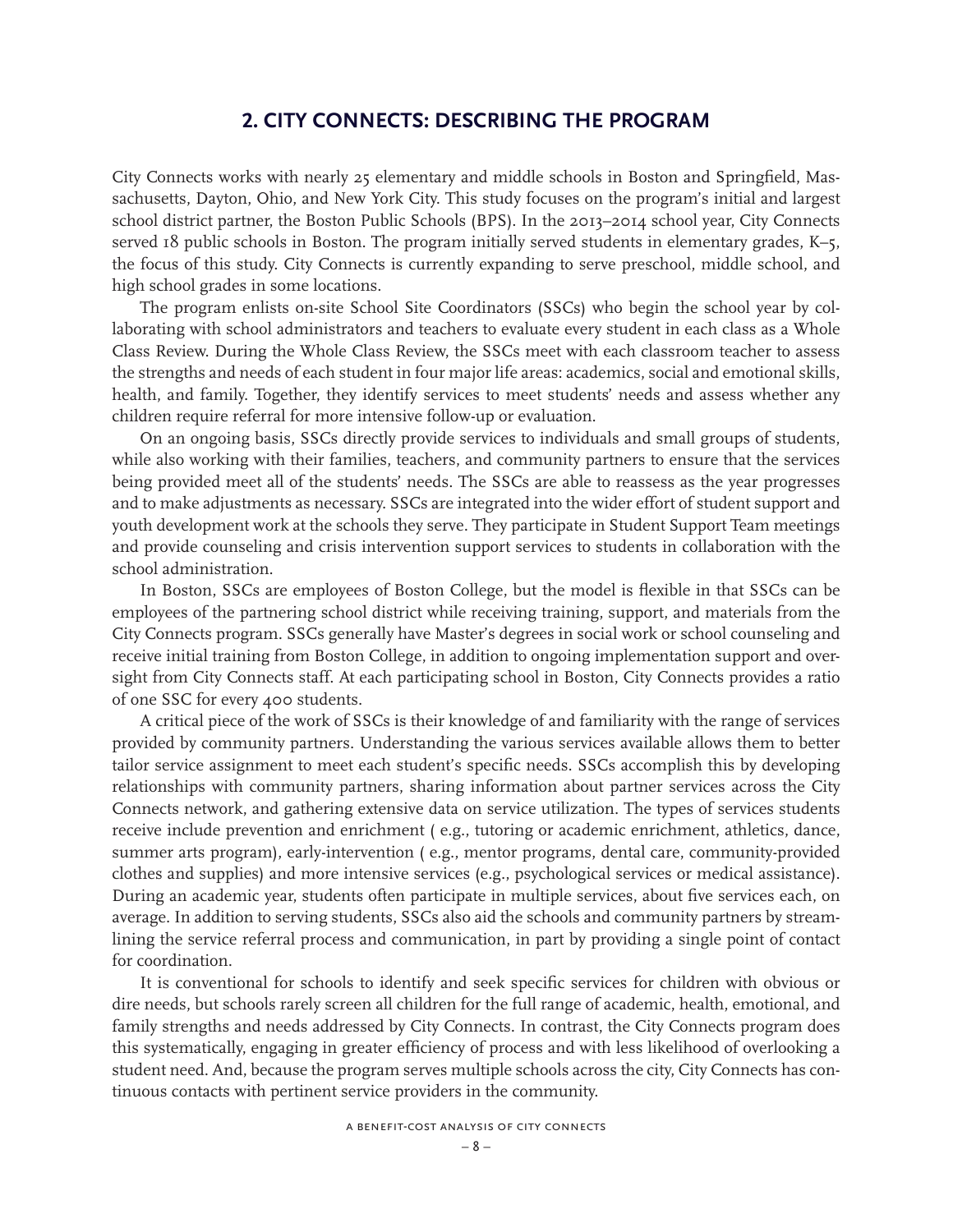## 2. CITY CONNECTS: DESCRIBING THE PROGRAM

City Connects works with nearly 25 elementary and middle schools in Boston and Springfield, Massachusetts, Dayton, Ohio, and New York City. This study focuses on the program's initial and largest school district partner, the Boston Public Schools (BPS). In the 2013–2014 school year, City Connects served 18 public schools in Boston. The program initially served students in elementary grades, K–5, the focus of this study. City Connects is currently expanding to serve preschool, middle school, and high school grades in some locations.

The program enlists on-site School Site Coordinators (SSCs) who begin the school year by collaborating with school administrators and teachers to evaluate every student in each class as a Whole Class Review. During the Whole Class Review, the SSCs meet with each classroom teacher to assess the strengths and needs of each student in four major life areas: academics, social and emotional skills, health, and family. Together, they identify services to meet students' needs and assess whether any children require referral for more intensive follow-up or evaluation.

On an ongoing basis, SSCs directly provide services to individuals and small groups of students, while also working with their families, teachers, and community partners to ensure that the services being provided meet all of the students' needs. The SSCs are able to reassess as the year progresses and to make adjustments as necessary. SSCs are integrated into the wider effort of student support and youth development work at the schools they serve. They participate in Student Support Team meetings and provide counseling and crisis intervention support services to students in collaboration with the school administration.

In Boston, SSCs are employees of Boston College, but the model is flexible in that SSCs can be employees of the partnering school district while receiving training, support, and materials from the City Connects program. SSCs generally have Master's degrees in social work or school counseling and receive initial training from Boston College, in addition to ongoing implementation support and oversight from City Connects staff. At each participating school in Boston, City Connects provides a ratio of one SSC for every 400 students.

A critical piece of the work of SSCs is their knowledge of and familiarity with the range of services provided by community partners. Understanding the various services available allows them to better tailor service assignment to meet each student's specific needs. SSCs accomplish this by developing relationships with community partners, sharing information about partner services across the City Connects network, and gathering extensive data on service utilization. The types of services students receive include prevention and enrichment ( e.g., tutoring or academic enrichment, athletics, dance, summer arts program), early-intervention ( e.g., mentor programs, dental care, community-provided clothes and supplies) and more intensive services (e.g., psychological services or medical assistance). During an academic year, students often participate in multiple services, about five services each, on average. In addition to serving students, SSCs also aid the schools and community partners by streamlining the service referral process and communication, in part by providing a single point of contact for coordination.

It is conventional for schools to identify and seek specific services for children with obvious or dire needs, but schools rarely screen all children for the full range of academic, health, emotional, and family strengths and needs addressed by City Connects. In contrast, the City Connects program does this systematically, engaging in greater efficiency of process and with less likelihood of overlooking a student need. And, because the program serves multiple schools across the city, City Connects has continuous contacts with pertinent service providers in the community.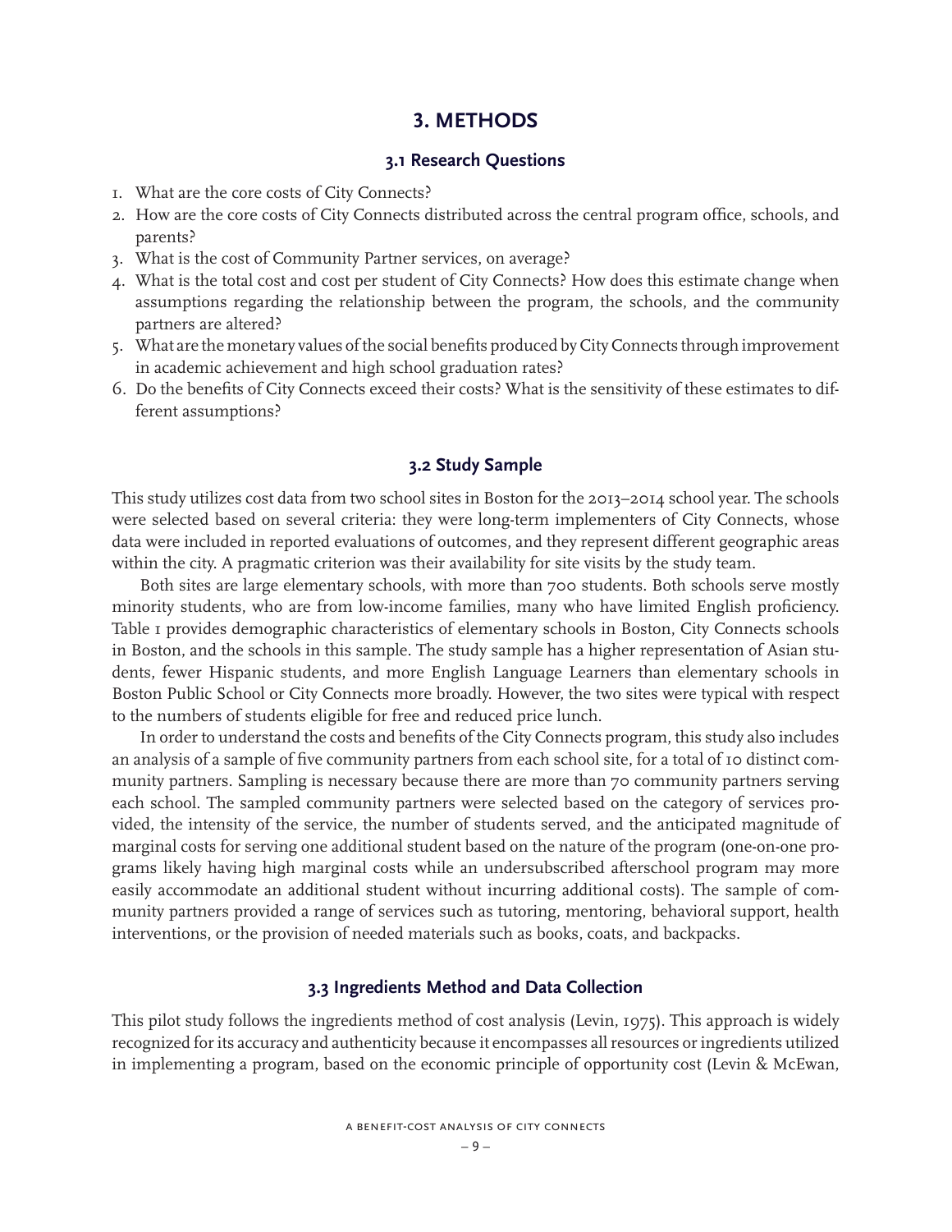## 3. METHODS

### 3.1 Research Questions

1. What are the core costs of City Connects?
2. How are the core costs of City Connects distributed across the central program office, schools, and parents?
3. What is the cost of Community Partner services, on average?
4. What is the total cost and cost per student of City Connects? How does this estimate change when assumptions regarding the relationship between the program, the schools, and the community partners are altered?
5. What are the monetary values of the social benefits produced by City Connects through improvement in academic achievement and high school graduation rates?
6. Do the benefits of City Connects exceed their costs? What is the sensitivity of these estimates to different assumptions?

### 3.2 Study Sample

This study utilizes cost data from two school sites in Boston for the 2013–2014 school year. The schools were selected based on several criteria: they were long-term implementers of City Connects, whose data were included in reported evaluations of outcomes, and they represent different geographic areas within the city. A pragmatic criterion was their availability for site visits by the study team.

Both sites are large elementary schools, with more than 700 students. Both schools serve mostly minority students, who are from low-income families, many who have limited English proficiency. Table 1 provides demographic characteristics of elementary schools in Boston, City Connects schools in Boston, and the schools in this sample. The study sample has a higher representation of Asian students, fewer Hispanic students, and more English Language Learners than elementary schools in Boston Public School or City Connects more broadly. However, the two sites were typical with respect to the numbers of students eligible for free and reduced price lunch.

In order to understand the costs and benefits of the City Connects program, this study also includes an analysis of a sample of five community partners from each school site, for a total of 10 distinct community partners. Sampling is necessary because there are more than 70 community partners serving each school. The sampled community partners were selected based on the category of services provided, the intensity of the service, the number of students served, and the anticipated magnitude of marginal costs for serving one additional student based on the nature of the program (one-on-one programs likely having high marginal costs while an undersubscribed afterschool program may more easily accommodate an additional student without incurring additional costs). The sample of community partners provided a range of services such as tutoring, mentoring, behavioral support, health interventions, or the provision of needed materials such as books, coats, and backpacks.

### 3.3 Ingredients Method and Data Collection

This pilot study follows the ingredients method of cost analysis (Levin, 1975). This approach is widely recognized for its accuracy and authenticity because it encompasses all resources or ingredients utilized in implementing a program, based on the economic principle of opportunity cost (Levin & McEwan,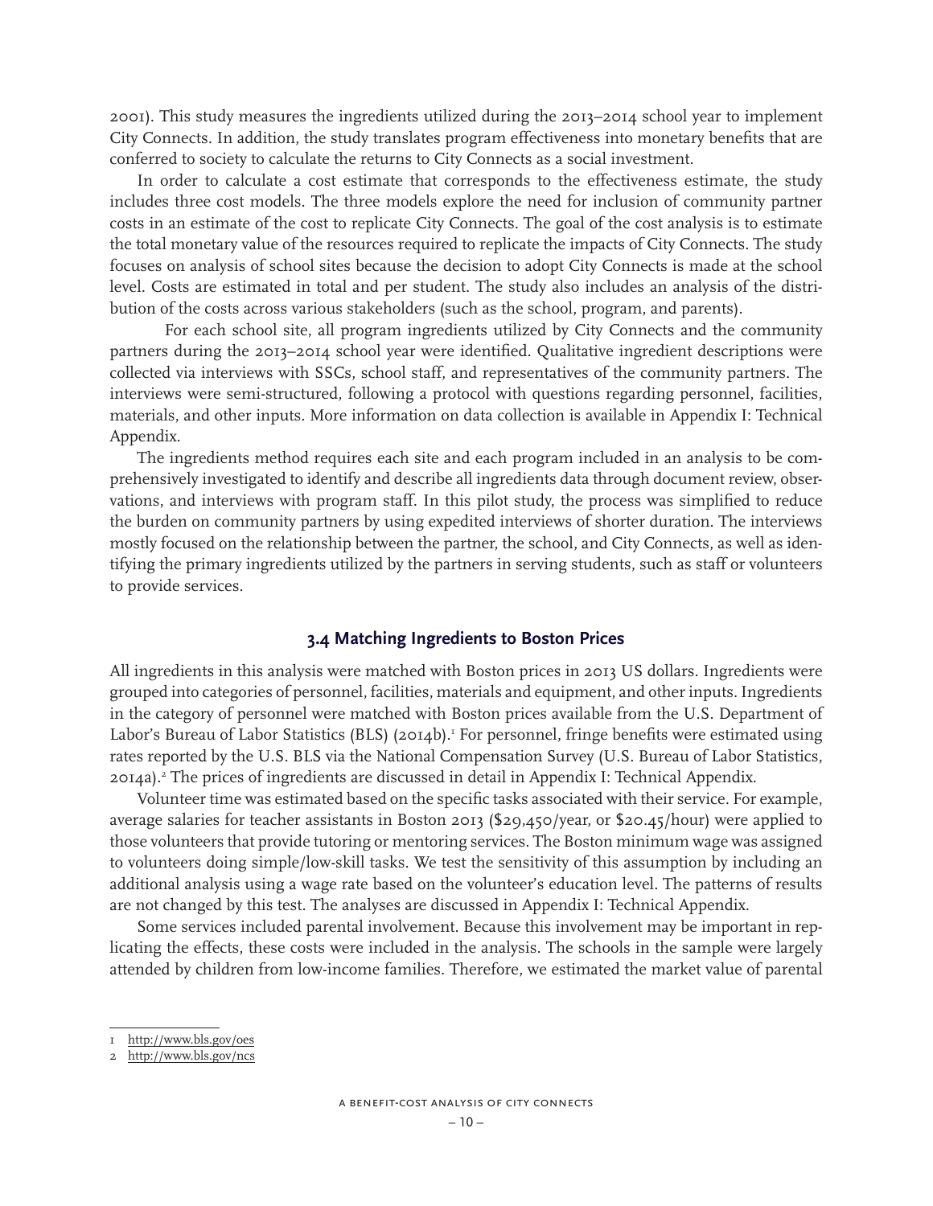2001). This study measures the ingredients utilized during the 2013–2014 school year to implement City Connects. In addition, the study translates program effectiveness into monetary benefits that are conferred to society to calculate the returns to City Connects as a social investment.

In order to calculate a cost estimate that corresponds to the effectiveness estimate, the study includes three cost models. The three models explore the need for inclusion of community partner costs in an estimate of the cost to replicate City Connects. The goal of the cost analysis is to estimate the total monetary value of the resources required to replicate the impacts of City Connects. The study focuses on analysis of school sites because the decision to adopt City Connects is made at the school level. Costs are estimated in total and per student. The study also includes an analysis of the distribution of the costs across various stakeholders (such as the school, program, and parents).

For each school site, all program ingredients utilized by City Connects and the community partners during the 2013–2014 school year were identified. Qualitative ingredient descriptions were collected via interviews with SSCs, school staff, and representatives of the community partners. The interviews were semi-structured, following a protocol with questions regarding personnel, facilities, materials, and other inputs. More information on data collection is available in Appendix I: Technical Appendix.

The ingredients method requires each site and each program included in an analysis to be comprehensively investigated to identify and describe all ingredients data through document review, observations, and interviews with program staff. In this pilot study, the process was simplified to reduce the burden on community partners by using expedited interviews of shorter duration. The interviews mostly focused on the relationship between the partner, the school, and City Connects, as well as identifying the primary ingredients utilized by the partners in serving students, such as staff or volunteers to provide services.

### 3.4 Matching Ingredients to Boston Prices

All ingredients in this analysis were matched with Boston prices in 2013 US dollars. Ingredients were grouped into categories of personnel, facilities, materials and equipment, and other inputs. Ingredients in the category of personnel were matched with Boston prices available from the U.S. Department of Labor's Bureau of Labor Statistics (BLS) (2014b).[1] For personnel, fringe benefits were estimated using rates reported by the U.S. BLS via the National Compensation Survey (U.S. Bureau of Labor Statistics, 2014a).[2] The prices of ingredients are discussed in detail in Appendix I: Technical Appendix.

Volunteer time was estimated based on the specific tasks associated with their service. For example, average salaries for teacher assistants in Boston 2013 ($29,450/year, or $20.45/hour) were applied to those volunteers that provide tutoring or mentoring services. The Boston minimum wage was assigned to volunteers doing simple/low-skill tasks. We test the sensitivity of this assumption by including an additional analysis using a wage rate based on the volunteer's education level. The patterns of results are not changed by this test. The analyses are discussed in Appendix I: Technical Appendix.

Some services included parental involvement. Because this involvement may be important in replicating the effects, these costs were included in the analysis. The schools in the sample were largely attended by children from low-income families. Therefore, we estimated the market value of parental

---

1 http://www.bls.gov/oes

2 http://www.bls.gov/ncs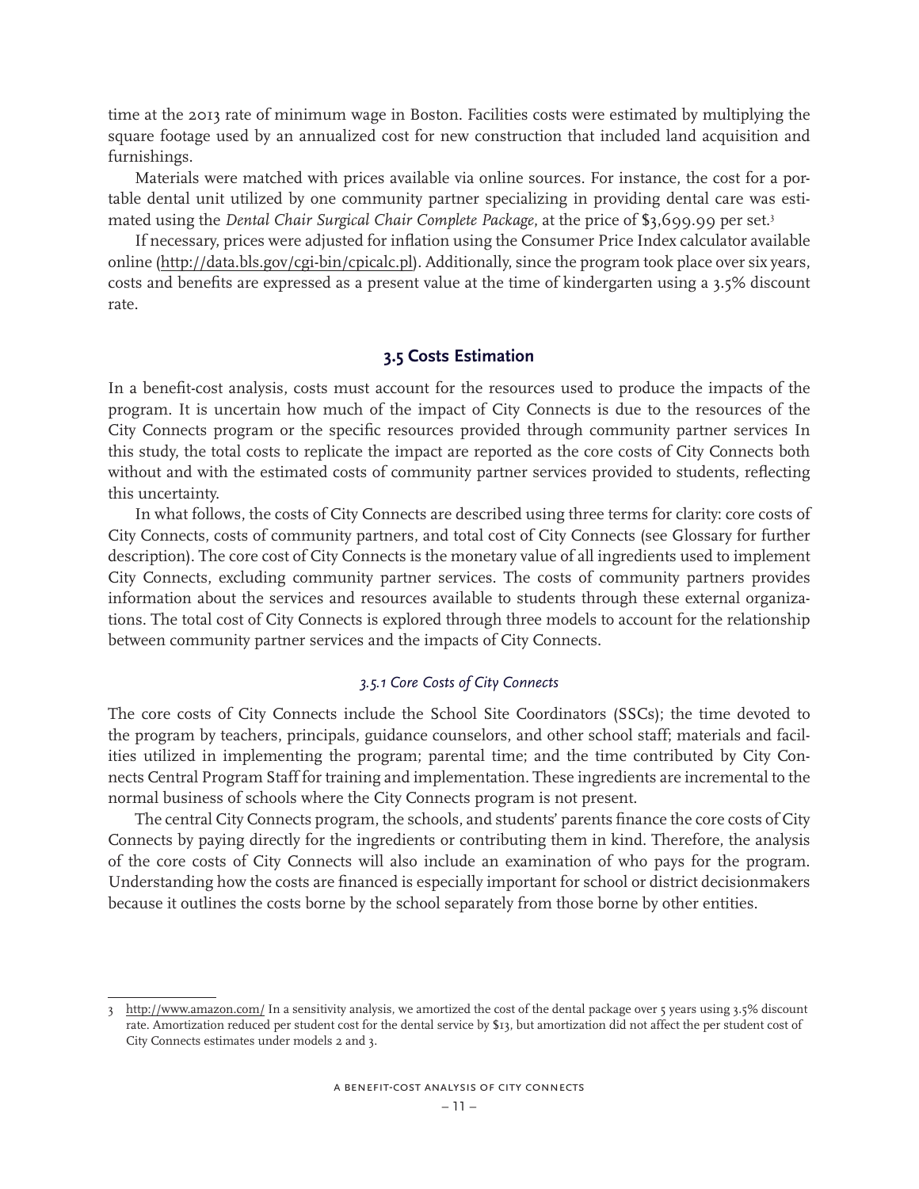time at the 2013 rate of minimum wage in Boston. Facilities costs were estimated by multiplying the square footage used by an annualized cost for new construction that included land acquisition and furnishings.

Materials were matched with prices available via online sources. For instance, the cost for a portable dental unit utilized by one community partner specializing in providing dental care was estimated using the *Dental Chair Surgical Chair Complete Package*, at the price of $3,699.99 per set.[3]

If necessary, prices were adjusted for inflation using the Consumer Price Index calculator available online (http://data.bls.gov/cgi-bin/cpicalc.pl). Additionally, since the program took place over six years, costs and benefits are expressed as a present value at the time of kindergarten using a 3.5% discount rate.

## 3.5 Costs Estimation

In a benefit-cost analysis, costs must account for the resources used to produce the impacts of the program. It is uncertain how much of the impact of City Connects is due to the resources of the City Connects program or the specific resources provided through community partner services In this study, the total costs to replicate the impact are reported as the core costs of City Connects both without and with the estimated costs of community partner services provided to students, reflecting this uncertainty.

In what follows, the costs of City Connects are described using three terms for clarity: core costs of City Connects, costs of community partners, and total cost of City Connects (see Glossary for further description). The core cost of City Connects is the monetary value of all ingredients used to implement City Connects, excluding community partner services. The costs of community partners provides information about the services and resources available to students through these external organizations. The total cost of City Connects is explored through three models to account for the relationship between community partner services and the impacts of City Connects.

### *3.5.1 Core Costs of City Connects*

The core costs of City Connects include the School Site Coordinators (SSCs); the time devoted to the program by teachers, principals, guidance counselors, and other school staff; materials and facilities utilized in implementing the program; parental time; and the time contributed by City Connects Central Program Staff for training and implementation. These ingredients are incremental to the normal business of schools where the City Connects program is not present.

The central City Connects program, the schools, and students' parents finance the core costs of City Connects by paying directly for the ingredients or contributing them in kind. Therefore, the analysis of the core costs of City Connects will also include an examination of who pays for the program. Understanding how the costs are financed is especially important for school or district decisionmakers because it outlines the costs borne by the school separately from those borne by other entities.

---

3 http://www.amazon.com/ In a sensitivity analysis, we amortized the cost of the dental package over 5 years using 3.5% discount rate. Amortization reduced per student cost for the dental service by $13, but amortization did not affect the per student cost of City Connects estimates under models 2 and 3.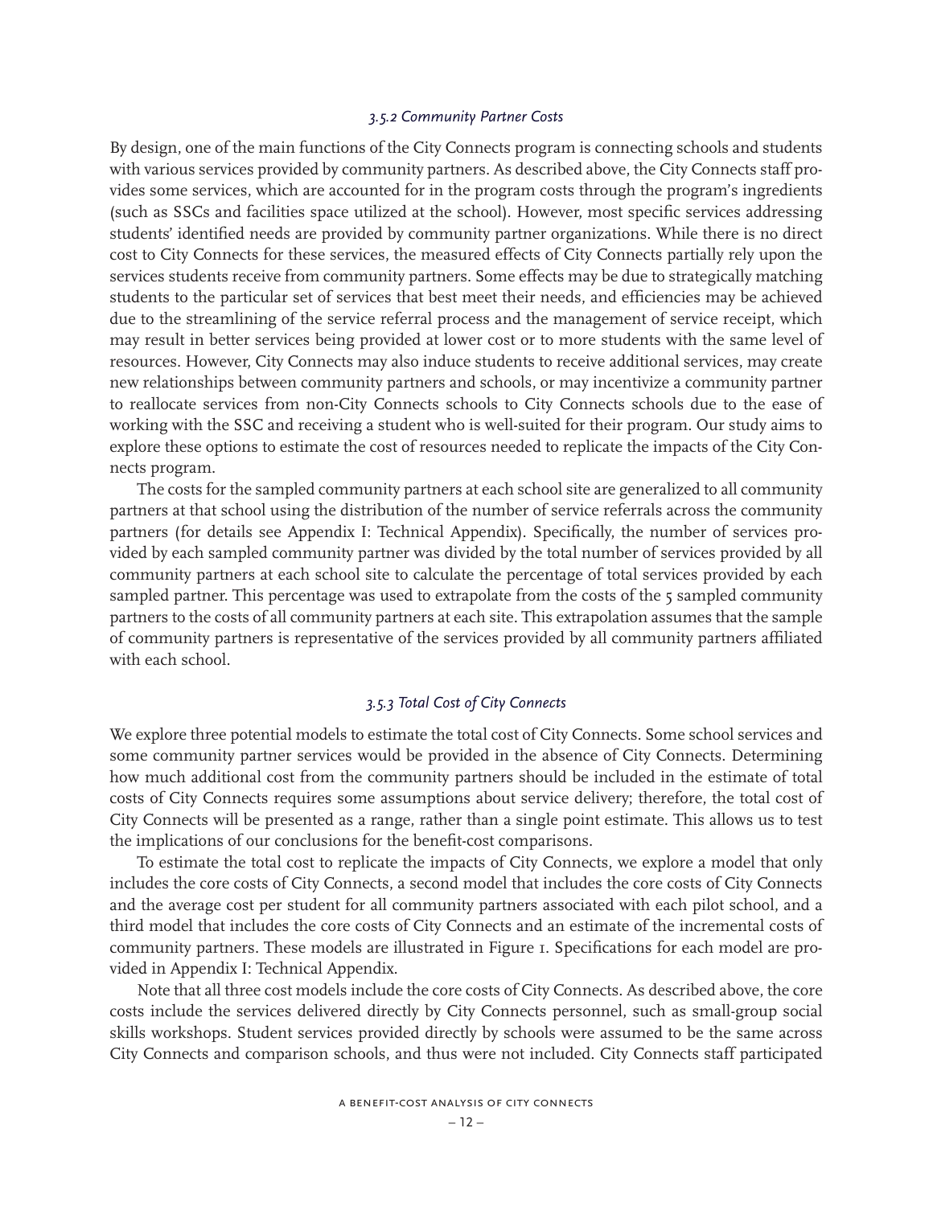### *3.5.2 Community Partner Costs*

By design, one of the main functions of the City Connects program is connecting schools and students with various services provided by community partners. As described above, the City Connects staff provides some services, which are accounted for in the program costs through the program's ingredients (such as SSCs and facilities space utilized at the school). However, most specific services addressing students' identified needs are provided by community partner organizations. While there is no direct cost to City Connects for these services, the measured effects of City Connects partially rely upon the services students receive from community partners. Some effects may be due to strategically matching students to the particular set of services that best meet their needs, and efficiencies may be achieved due to the streamlining of the service referral process and the management of service receipt, which may result in better services being provided at lower cost or to more students with the same level of resources. However, City Connects may also induce students to receive additional services, may create new relationships between community partners and schools, or may incentivize a community partner to reallocate services from non-City Connects schools to City Connects schools due to the ease of working with the SSC and receiving a student who is well-suited for their program. Our study aims to explore these options to estimate the cost of resources needed to replicate the impacts of the City Connects program.

The costs for the sampled community partners at each school site are generalized to all community partners at that school using the distribution of the number of service referrals across the community partners (for details see Appendix I: Technical Appendix). Specifically, the number of services provided by each sampled community partner was divided by the total number of services provided by all community partners at each school site to calculate the percentage of total services provided by each sampled partner. This percentage was used to extrapolate from the costs of the 5 sampled community partners to the costs of all community partners at each site. This extrapolation assumes that the sample of community partners is representative of the services provided by all community partners affiliated with each school.

### *3.5.3 Total Cost of City Connects*

We explore three potential models to estimate the total cost of City Connects. Some school services and some community partner services would be provided in the absence of City Connects. Determining how much additional cost from the community partners should be included in the estimate of total costs of City Connects requires some assumptions about service delivery; therefore, the total cost of City Connects will be presented as a range, rather than a single point estimate. This allows us to test the implications of our conclusions for the benefit-cost comparisons.

To estimate the total cost to replicate the impacts of City Connects, we explore a model that only includes the core costs of City Connects, a second model that includes the core costs of City Connects and the average cost per student for all community partners associated with each pilot school, and a third model that includes the core costs of City Connects and an estimate of the incremental costs of community partners. These models are illustrated in Figure 1. Specifications for each model are provided in Appendix I: Technical Appendix.

Note that all three cost models include the core costs of City Connects. As described above, the core costs include the services delivered directly by City Connects personnel, such as small-group social skills workshops. Student services provided directly by schools were assumed to be the same across City Connects and comparison schools, and thus were not included. City Connects staff participated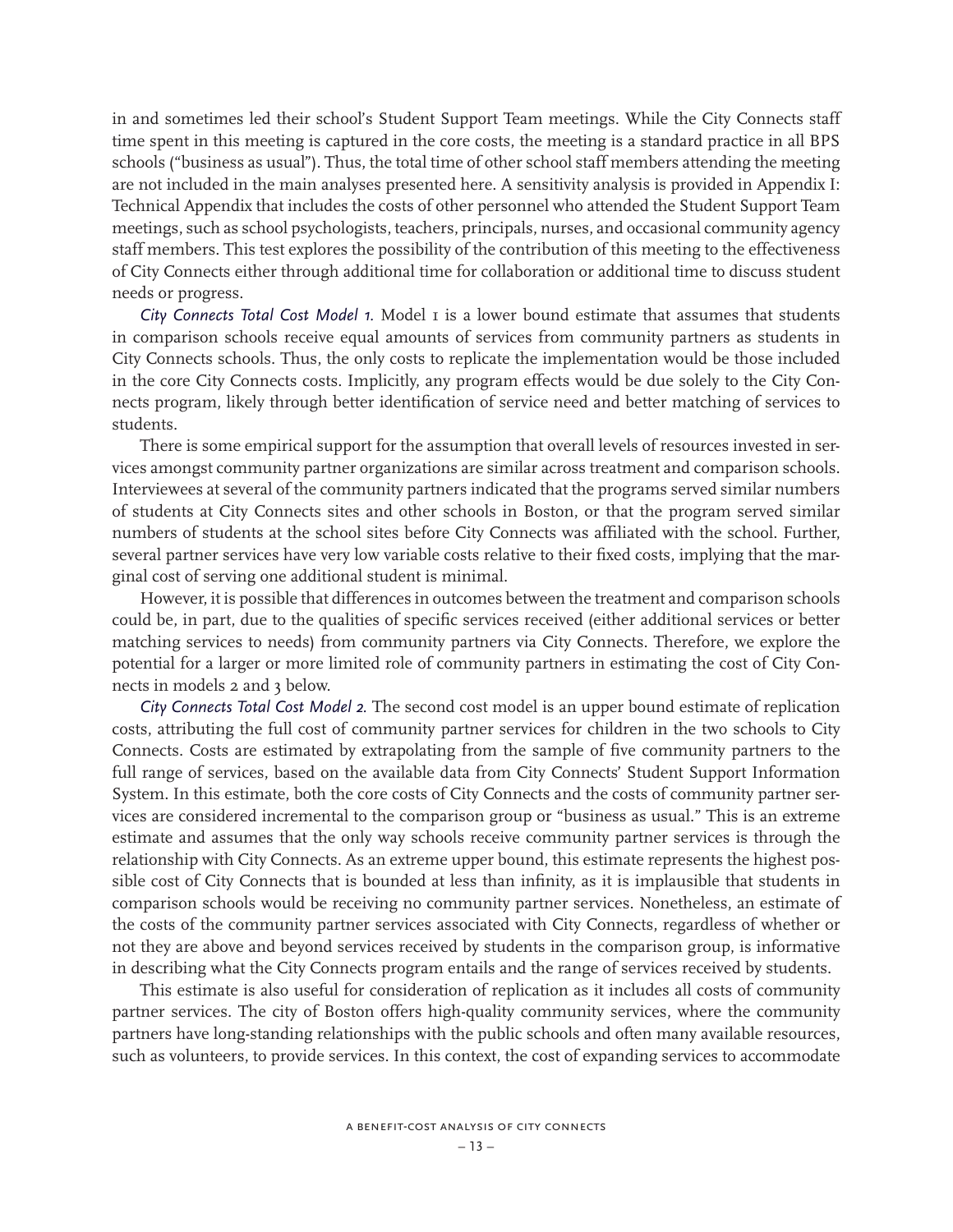in and sometimes led their school's Student Support Team meetings. While the City Connects staff time spent in this meeting is captured in the core costs, the meeting is a standard practice in all BPS schools ("business as usual"). Thus, the total time of other school staff members attending the meeting are not included in the main analyses presented here. A sensitivity analysis is provided in Appendix I: Technical Appendix that includes the costs of other personnel who attended the Student Support Team meetings, such as school psychologists, teachers, principals, nurses, and occasional community agency staff members. This test explores the possibility of the contribution of this meeting to the effectiveness of City Connects either through additional time for collaboration or additional time to discuss student needs or progress.

*City Connects Total Cost Model 1.* Model 1 is a lower bound estimate that assumes that students in comparison schools receive equal amounts of services from community partners as students in City Connects schools. Thus, the only costs to replicate the implementation would be those included in the core City Connects costs. Implicitly, any program effects would be due solely to the City Connects program, likely through better identification of service need and better matching of services to students.

There is some empirical support for the assumption that overall levels of resources invested in services amongst community partner organizations are similar across treatment and comparison schools. Interviewees at several of the community partners indicated that the programs served similar numbers of students at City Connects sites and other schools in Boston, or that the program served similar numbers of students at the school sites before City Connects was affiliated with the school. Further, several partner services have very low variable costs relative to their fixed costs, implying that the marginal cost of serving one additional student is minimal.

However, it is possible that differences in outcomes between the treatment and comparison schools could be, in part, due to the qualities of specific services received (either additional services or better matching services to needs) from community partners via City Connects. Therefore, we explore the potential for a larger or more limited role of community partners in estimating the cost of City Connects in models 2 and 3 below.

*City Connects Total Cost Model 2.* The second cost model is an upper bound estimate of replication costs, attributing the full cost of community partner services for children in the two schools to City Connects. Costs are estimated by extrapolating from the sample of five community partners to the full range of services, based on the available data from City Connects' Student Support Information System. In this estimate, both the core costs of City Connects and the costs of community partner services are considered incremental to the comparison group or "business as usual." This is an extreme estimate and assumes that the only way schools receive community partner services is through the relationship with City Connects. As an extreme upper bound, this estimate represents the highest possible cost of City Connects that is bounded at less than infinity, as it is implausible that students in comparison schools would be receiving no community partner services. Nonetheless, an estimate of the costs of the community partner services associated with City Connects, regardless of whether or not they are above and beyond services received by students in the comparison group, is informative in describing what the City Connects program entails and the range of services received by students.

This estimate is also useful for consideration of replication as it includes all costs of community partner services. The city of Boston offers high-quality community services, where the community partners have long-standing relationships with the public schools and often many available resources, such as volunteers, to provide services. In this context, the cost of expanding services to accommodate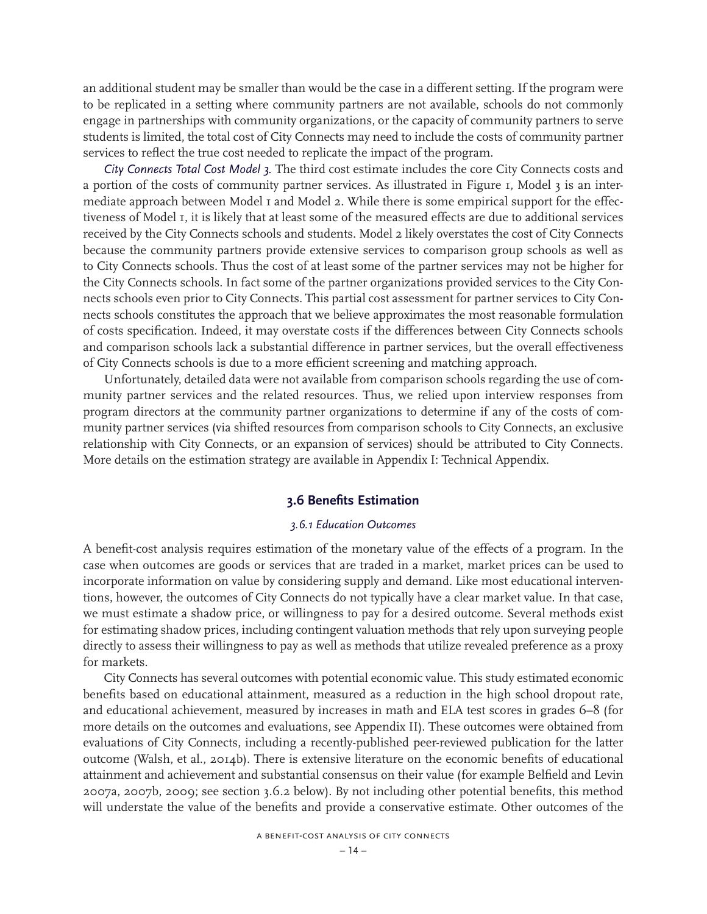an additional student may be smaller than would be the case in a different setting. If the program were to be replicated in a setting where community partners are not available, schools do not commonly engage in partnerships with community organizations, or the capacity of community partners to serve students is limited, the total cost of City Connects may need to include the costs of community partner services to reflect the true cost needed to replicate the impact of the program.

*City Connects Total Cost Model 3.* The third cost estimate includes the core City Connects costs and a portion of the costs of community partner services. As illustrated in Figure 1, Model 3 is an intermediate approach between Model 1 and Model 2. While there is some empirical support for the effectiveness of Model 1, it is likely that at least some of the measured effects are due to additional services received by the City Connects schools and students. Model 2 likely overstates the cost of City Connects because the community partners provide extensive services to comparison group schools as well as to City Connects schools. Thus the cost of at least some of the partner services may not be higher for the City Connects schools. In fact some of the partner organizations provided services to the City Connects schools even prior to City Connects. This partial cost assessment for partner services to City Connects schools constitutes the approach that we believe approximates the most reasonable formulation of costs specification. Indeed, it may overstate costs if the differences between City Connects schools and comparison schools lack a substantial difference in partner services, but the overall effectiveness of City Connects schools is due to a more efficient screening and matching approach.

Unfortunately, detailed data were not available from comparison schools regarding the use of community partner services and the related resources. Thus, we relied upon interview responses from program directors at the community partner organizations to determine if any of the costs of community partner services (via shifted resources from comparison schools to City Connects, an exclusive relationship with City Connects, or an expansion of services) should be attributed to City Connects. More details on the estimation strategy are available in Appendix I: Technical Appendix.

## 3.6 Benefits Estimation

### *3.6.1 Education Outcomes*

A benefit-cost analysis requires estimation of the monetary value of the effects of a program. In the case when outcomes are goods or services that are traded in a market, market prices can be used to incorporate information on value by considering supply and demand. Like most educational interventions, however, the outcomes of City Connects do not typically have a clear market value. In that case, we must estimate a shadow price, or willingness to pay for a desired outcome. Several methods exist for estimating shadow prices, including contingent valuation methods that rely upon surveying people directly to assess their willingness to pay as well as methods that utilize revealed preference as a proxy for markets.

City Connects has several outcomes with potential economic value. This study estimated economic benefits based on educational attainment, measured as a reduction in the high school dropout rate, and educational achievement, measured by increases in math and ELA test scores in grades 6–8 (for more details on the outcomes and evaluations, see Appendix II). These outcomes were obtained from evaluations of City Connects, including a recently-published peer-reviewed publication for the latter outcome (Walsh, et al., 2014b). There is extensive literature on the economic benefits of educational attainment and achievement and substantial consensus on their value (for example Belfield and Levin 2007a, 2007b, 2009; see section 3.6.2 below). By not including other potential benefits, this method will understate the value of the benefits and provide a conservative estimate. Other outcomes of the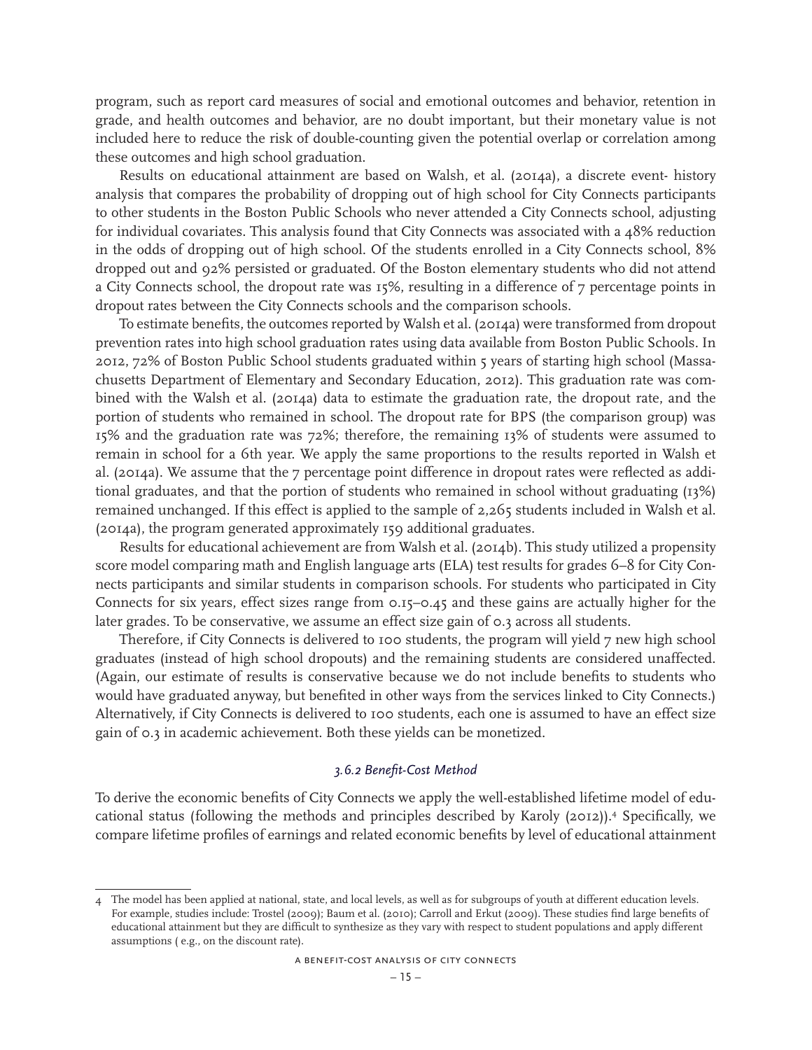program, such as report card measures of social and emotional outcomes and behavior, retention in grade, and health outcomes and behavior, are no doubt important, but their monetary value is not included here to reduce the risk of double-counting given the potential overlap or correlation among these outcomes and high school graduation.

Results on educational attainment are based on Walsh, et al. (2014a), a discrete event- history analysis that compares the probability of dropping out of high school for City Connects participants to other students in the Boston Public Schools who never attended a City Connects school, adjusting for individual covariates. This analysis found that City Connects was associated with a 48% reduction in the odds of dropping out of high school. Of the students enrolled in a City Connects school, 8% dropped out and 92% persisted or graduated. Of the Boston elementary students who did not attend a City Connects school, the dropout rate was 15%, resulting in a difference of 7 percentage points in dropout rates between the City Connects schools and the comparison schools.

To estimate benefits, the outcomes reported by Walsh et al. (2014a) were transformed from dropout prevention rates into high school graduation rates using data available from Boston Public Schools. In 2012, 72% of Boston Public School students graduated within 5 years of starting high school (Massachusetts Department of Elementary and Secondary Education, 2012). This graduation rate was combined with the Walsh et al. (2014a) data to estimate the graduation rate, the dropout rate, and the portion of students who remained in school. The dropout rate for BPS (the comparison group) was 15% and the graduation rate was 72%; therefore, the remaining 13% of students were assumed to remain in school for a 6th year. We apply the same proportions to the results reported in Walsh et al. (2014a). We assume that the 7 percentage point difference in dropout rates were reflected as additional graduates, and that the portion of students who remained in school without graduating (13%) remained unchanged. If this effect is applied to the sample of 2,265 students included in Walsh et al. (2014a), the program generated approximately 159 additional graduates.

Results for educational achievement are from Walsh et al. (2014b). This study utilized a propensity score model comparing math and English language arts (ELA) test results for grades 6–8 for City Connects participants and similar students in comparison schools. For students who participated in City Connects for six years, effect sizes range from 0.15–0.45 and these gains are actually higher for the later grades. To be conservative, we assume an effect size gain of 0.3 across all students.

Therefore, if City Connects is delivered to 100 students, the program will yield 7 new high school graduates (instead of high school dropouts) and the remaining students are considered unaffected. (Again, our estimate of results is conservative because we do not include benefits to students who would have graduated anyway, but benefited in other ways from the services linked to City Connects.) Alternatively, if City Connects is delivered to 100 students, each one is assumed to have an effect size gain of 0.3 in academic achievement. Both these yields can be monetized.

#### *3.6.2 Benefit-Cost Method*

To derive the economic benefits of City Connects we apply the well-established lifetime model of educational status (following the methods and principles described by Karoly (2012)).[4] Specifically, we compare lifetime profiles of earnings and related economic benefits by level of educational attainment

---

4 The model has been applied at national, state, and local levels, as well as for subgroups of youth at different education levels. For example, studies include: Trostel (2009); Baum et al. (2010); Carroll and Erkut (2009). These studies find large benefits of educational attainment but they are difficult to synthesize as they vary with respect to student populations and apply different assumptions ( e.g., on the discount rate).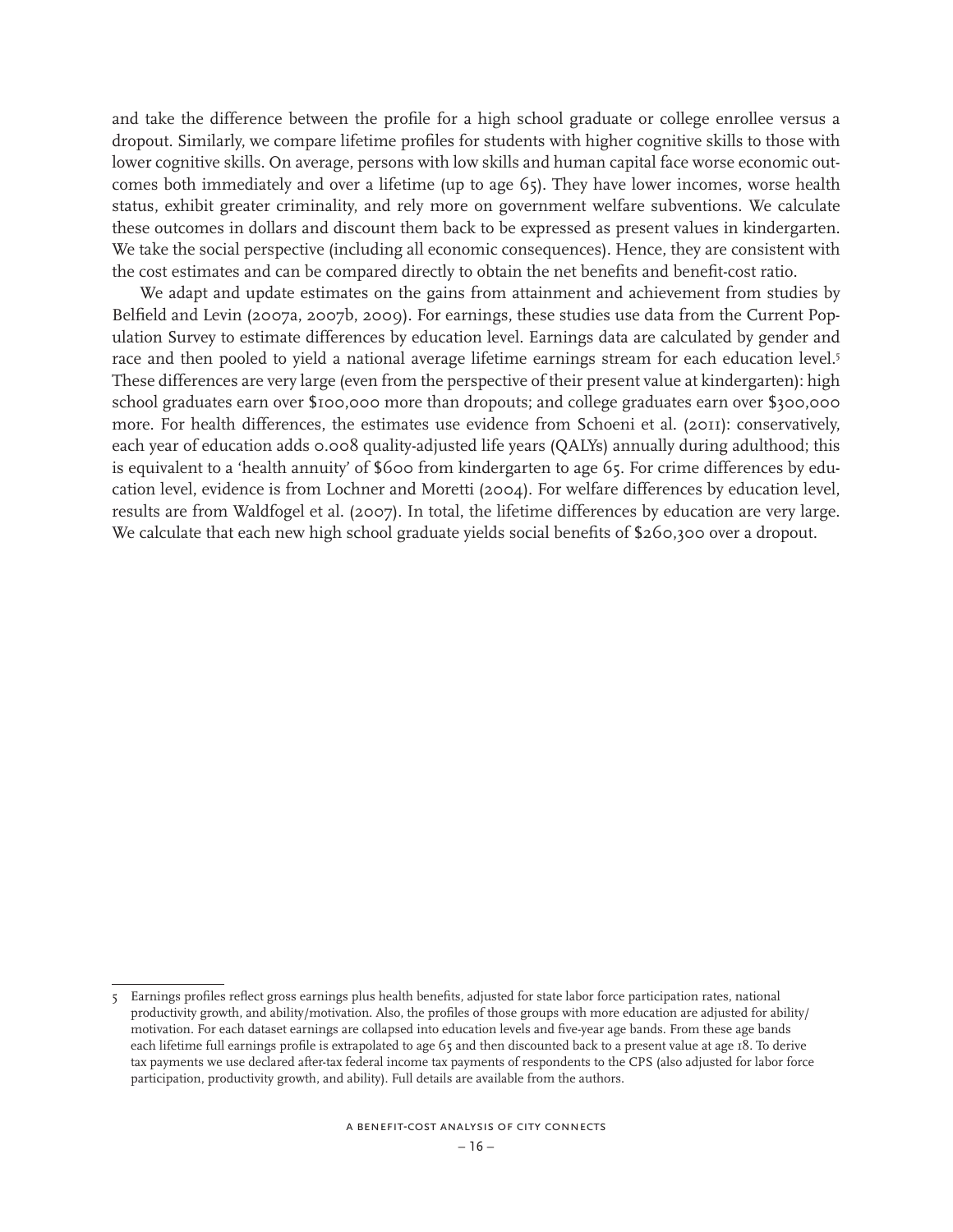and take the difference between the profile for a high school graduate or college enrollee versus a dropout. Similarly, we compare lifetime profiles for students with higher cognitive skills to those with lower cognitive skills. On average, persons with low skills and human capital face worse economic outcomes both immediately and over a lifetime (up to age 65). They have lower incomes, worse health status, exhibit greater criminality, and rely more on government welfare subventions. We calculate these outcomes in dollars and discount them back to be expressed as present values in kindergarten. We take the social perspective (including all economic consequences). Hence, they are consistent with the cost estimates and can be compared directly to obtain the net benefits and benefit-cost ratio.

We adapt and update estimates on the gains from attainment and achievement from studies by Belfield and Levin (2007a, 2007b, 2009). For earnings, these studies use data from the Current Population Survey to estimate differences by education level. Earnings data are calculated by gender and race and then pooled to yield a national average lifetime earnings stream for each education level.[5] These differences are very large (even from the perspective of their present value at kindergarten): high school graduates earn over $100,000 more than dropouts; and college graduates earn over $300,000 more. For health differences, the estimates use evidence from Schoeni et al. (2011): conservatively, each year of education adds 0.008 quality-adjusted life years (QALYs) annually during adulthood; this is equivalent to a 'health annuity' of $600 from kindergarten to age 65. For crime differences by education level, evidence is from Lochner and Moretti (2004). For welfare differences by education level, results are from Waldfogel et al. (2007). In total, the lifetime differences by education are very large. We calculate that each new high school graduate yields social benefits of $260,300 over a dropout.

---

5 Earnings profiles reflect gross earnings plus health benefits, adjusted for state labor force participation rates, national productivity growth, and ability/motivation. Also, the profiles of those groups with more education are adjusted for ability/motivation. For each dataset earnings are collapsed into education levels and five-year age bands. From these age bands each lifetime full earnings profile is extrapolated to age 65 and then discounted back to a present value at age 18. To derive tax payments we use declared after-tax federal income tax payments of respondents to the CPS (also adjusted for labor force participation, productivity growth, and ability). Full details are available from the authors.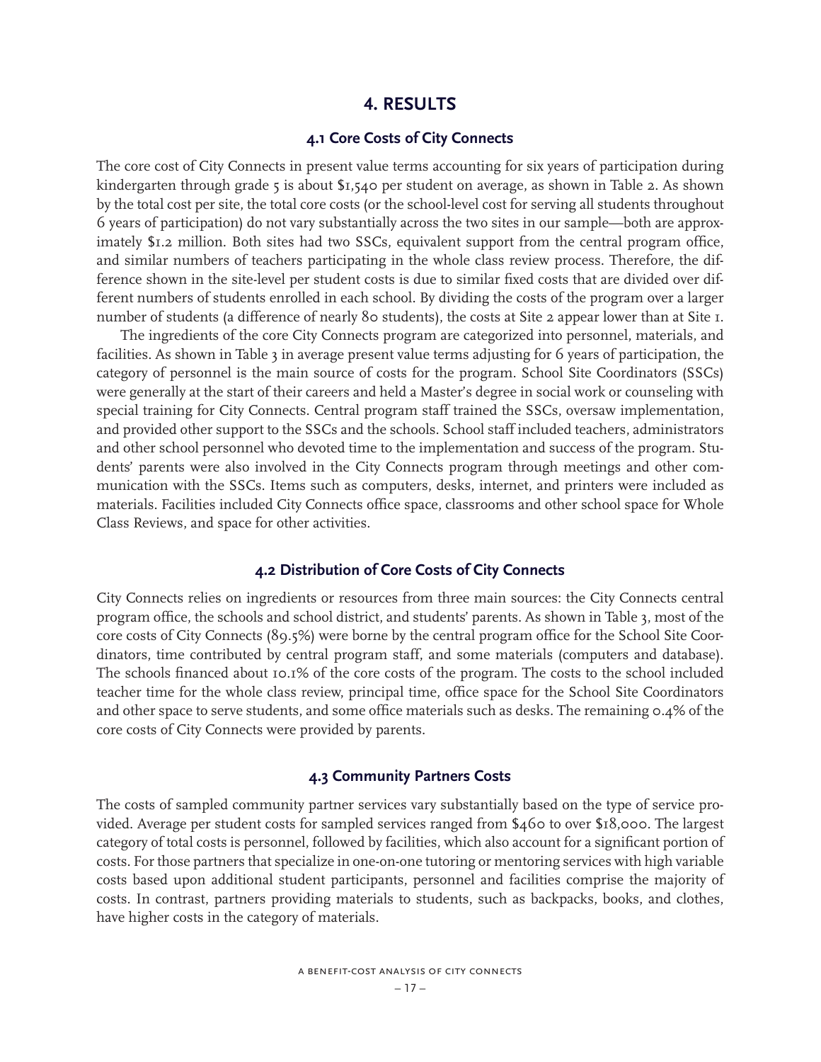# 4. RESULTS

## 4.1 Core Costs of City Connects

The core cost of City Connects in present value terms accounting for six years of participation during kindergarten through grade 5 is about $1,540 per student on average, as shown in Table 2. As shown by the total cost per site, the total core costs (or the school-level cost for serving all students throughout 6 years of participation) do not vary substantially across the two sites in our sample—both are approximately $1.2 million. Both sites had two SSCs, equivalent support from the central program office, and similar numbers of teachers participating in the whole class review process. Therefore, the difference shown in the site-level per student costs is due to similar fixed costs that are divided over different numbers of students enrolled in each school. By dividing the costs of the program over a larger number of students (a difference of nearly 80 students), the costs at Site 2 appear lower than at Site 1.

The ingredients of the core City Connects program are categorized into personnel, materials, and facilities. As shown in Table 3 in average present value terms adjusting for 6 years of participation, the category of personnel is the main source of costs for the program. School Site Coordinators (SSCs) were generally at the start of their careers and held a Master's degree in social work or counseling with special training for City Connects. Central program staff trained the SSCs, oversaw implementation, and provided other support to the SSCs and the schools. School staff included teachers, administrators and other school personnel who devoted time to the implementation and success of the program. Students' parents were also involved in the City Connects program through meetings and other communication with the SSCs. Items such as computers, desks, internet, and printers were included as materials. Facilities included City Connects office space, classrooms and other school space for Whole Class Reviews, and space for other activities.

## 4.2 Distribution of Core Costs of City Connects

City Connects relies on ingredients or resources from three main sources: the City Connects central program office, the schools and school district, and students' parents. As shown in Table 3, most of the core costs of City Connects (89.5%) were borne by the central program office for the School Site Coordinators, time contributed by central program staff, and some materials (computers and database). The schools financed about 10.1% of the core costs of the program. The costs to the school included teacher time for the whole class review, principal time, office space for the School Site Coordinators and other space to serve students, and some office materials such as desks. The remaining 0.4% of the core costs of City Connects were provided by parents.

## 4.3 Community Partners Costs

The costs of sampled community partner services vary substantially based on the type of service provided. Average per student costs for sampled services ranged from $460 to over $18,000. The largest category of total costs is personnel, followed by facilities, which also account for a significant portion of costs. For those partners that specialize in one-on-one tutoring or mentoring services with high variable costs based upon additional student participants, personnel and facilities comprise the majority of costs. In contrast, partners providing materials to students, such as backpacks, books, and clothes, have higher costs in the category of materials.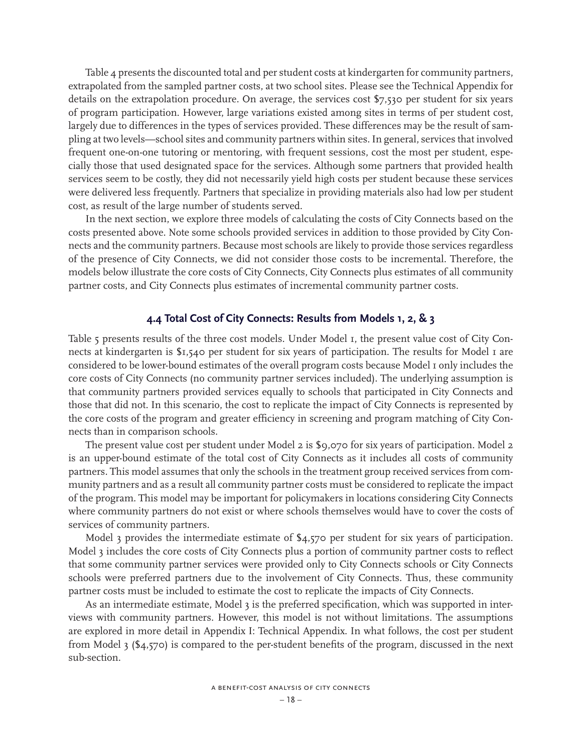Table 4 presents the discounted total and per student costs at kindergarten for community partners, extrapolated from the sampled partner costs, at two school sites. Please see the Technical Appendix for details on the extrapolation procedure. On average, the services cost $7,530 per student for six years of program participation. However, large variations existed among sites in terms of per student cost, largely due to differences in the types of services provided. These differences may be the result of sampling at two levels—school sites and community partners within sites. In general, services that involved frequent one-on-one tutoring or mentoring, with frequent sessions, cost the most per student, especially those that used designated space for the services. Although some partners that provided health services seem to be costly, they did not necessarily yield high costs per student because these services were delivered less frequently. Partners that specialize in providing materials also had low per student cost, as result of the large number of students served.

In the next section, we explore three models of calculating the costs of City Connects based on the costs presented above. Note some schools provided services in addition to those provided by City Connects and the community partners. Because most schools are likely to provide those services regardless of the presence of City Connects, we did not consider those costs to be incremental. Therefore, the models below illustrate the core costs of City Connects, City Connects plus estimates of all community partner costs, and City Connects plus estimates of incremental community partner costs.

### 4.4 Total Cost of City Connects: Results from Models 1, 2, & 3

Table 5 presents results of the three cost models. Under Model 1, the present value cost of City Connects at kindergarten is $1,540 per student for six years of participation. The results for Model 1 are considered to be lower-bound estimates of the overall program costs because Model 1 only includes the core costs of City Connects (no community partner services included). The underlying assumption is that community partners provided services equally to schools that participated in City Connects and those that did not. In this scenario, the cost to replicate the impact of City Connects is represented by the core costs of the program and greater efficiency in screening and program matching of City Connects than in comparison schools.

The present value cost per student under Model 2 is $9,070 for six years of participation. Model 2 is an upper-bound estimate of the total cost of City Connects as it includes all costs of community partners. This model assumes that only the schools in the treatment group received services from community partners and as a result all community partner costs must be considered to replicate the impact of the program. This model may be important for policymakers in locations considering City Connects where community partners do not exist or where schools themselves would have to cover the costs of services of community partners.

Model 3 provides the intermediate estimate of $4,570 per student for six years of participation. Model 3 includes the core costs of City Connects plus a portion of community partner costs to reflect that some community partner services were provided only to City Connects schools or City Connects schools were preferred partners due to the involvement of City Connects. Thus, these community partner costs must be included to estimate the cost to replicate the impacts of City Connects.

As an intermediate estimate, Model 3 is the preferred specification, which was supported in interviews with community partners. However, this model is not without limitations. The assumptions are explored in more detail in Appendix I: Technical Appendix. In what follows, the cost per student from Model 3 ($4,570) is compared to the per-student benefits of the program, discussed in the next sub-section.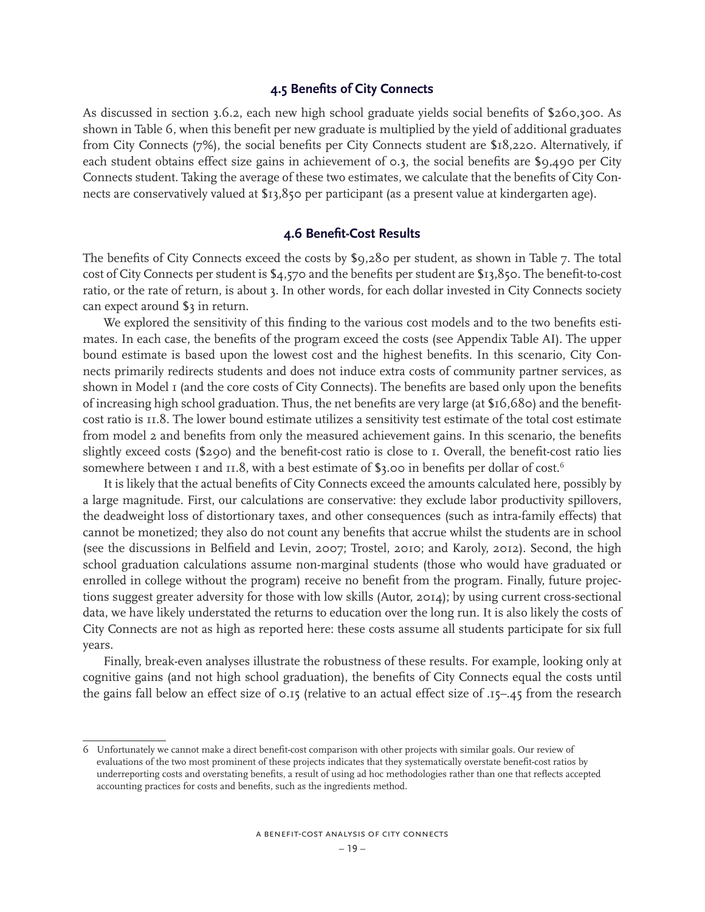### 4.5 Benefits of City Connects

As discussed in section 3.6.2, each new high school graduate yields social benefits of $260,300. As shown in Table 6, when this benefit per new graduate is multiplied by the yield of additional graduates from City Connects (7%), the social benefits per City Connects student are $18,220. Alternatively, if each student obtains effect size gains in achievement of 0.3, the social benefits are $9,490 per City Connects student. Taking the average of these two estimates, we calculate that the benefits of City Connects are conservatively valued at $13,850 per participant (as a present value at kindergarten age).

### 4.6 Benefit-Cost Results

The benefits of City Connects exceed the costs by $9,280 per student, as shown in Table 7. The total cost of City Connects per student is $4,570 and the benefits per student are $13,850. The benefit-to-cost ratio, or the rate of return, is about 3. In other words, for each dollar invested in City Connects society can expect around $3 in return.

We explored the sensitivity of this finding to the various cost models and to the two benefits estimates. In each case, the benefits of the program exceed the costs (see Appendix Table AI). The upper bound estimate is based upon the lowest cost and the highest benefits. In this scenario, City Connects primarily redirects students and does not induce extra costs of community partner services, as shown in Model 1 (and the core costs of City Connects). The benefits are based only upon the benefits of increasing high school graduation. Thus, the net benefits are very large (at $16,680) and the benefit-cost ratio is 11.8. The lower bound estimate utilizes a sensitivity test estimate of the total cost estimate from model 2 and benefits from only the measured achievement gains. In this scenario, the benefits slightly exceed costs ($290) and the benefit-cost ratio is close to 1. Overall, the benefit-cost ratio lies somewhere between 1 and 11.8, with a best estimate of $3.00 in benefits per dollar of cost.[6]

It is likely that the actual benefits of City Connects exceed the amounts calculated here, possibly by a large magnitude. First, our calculations are conservative: they exclude labor productivity spillovers, the deadweight loss of distortionary taxes, and other consequences (such as intra-family effects) that cannot be monetized; they also do not count any benefits that accrue whilst the students are in school (see the discussions in Belfield and Levin, 2007; Trostel, 2010; and Karoly, 2012). Second, the high school graduation calculations assume non-marginal students (those who would have graduated or enrolled in college without the program) receive no benefit from the program. Finally, future projections suggest greater adversity for those with low skills (Autor, 2014); by using current cross-sectional data, we have likely understated the returns to education over the long run. It is also likely the costs of City Connects are not as high as reported here: these costs assume all students participate for six full years.

Finally, break-even analyses illustrate the robustness of these results. For example, looking only at cognitive gains (and not high school graduation), the benefits of City Connects equal the costs until the gains fall below an effect size of 0.15 (relative to an actual effect size of .15–.45 from the research

---

6 Unfortunately we cannot make a direct benefit-cost comparison with other projects with similar goals. Our review of evaluations of the two most prominent of these projects indicates that they systematically overstate benefit-cost ratios by underreporting costs and overstating benefits, a result of using ad hoc methodologies rather than one that reflects accepted accounting practices for costs and benefits, such as the ingredients method.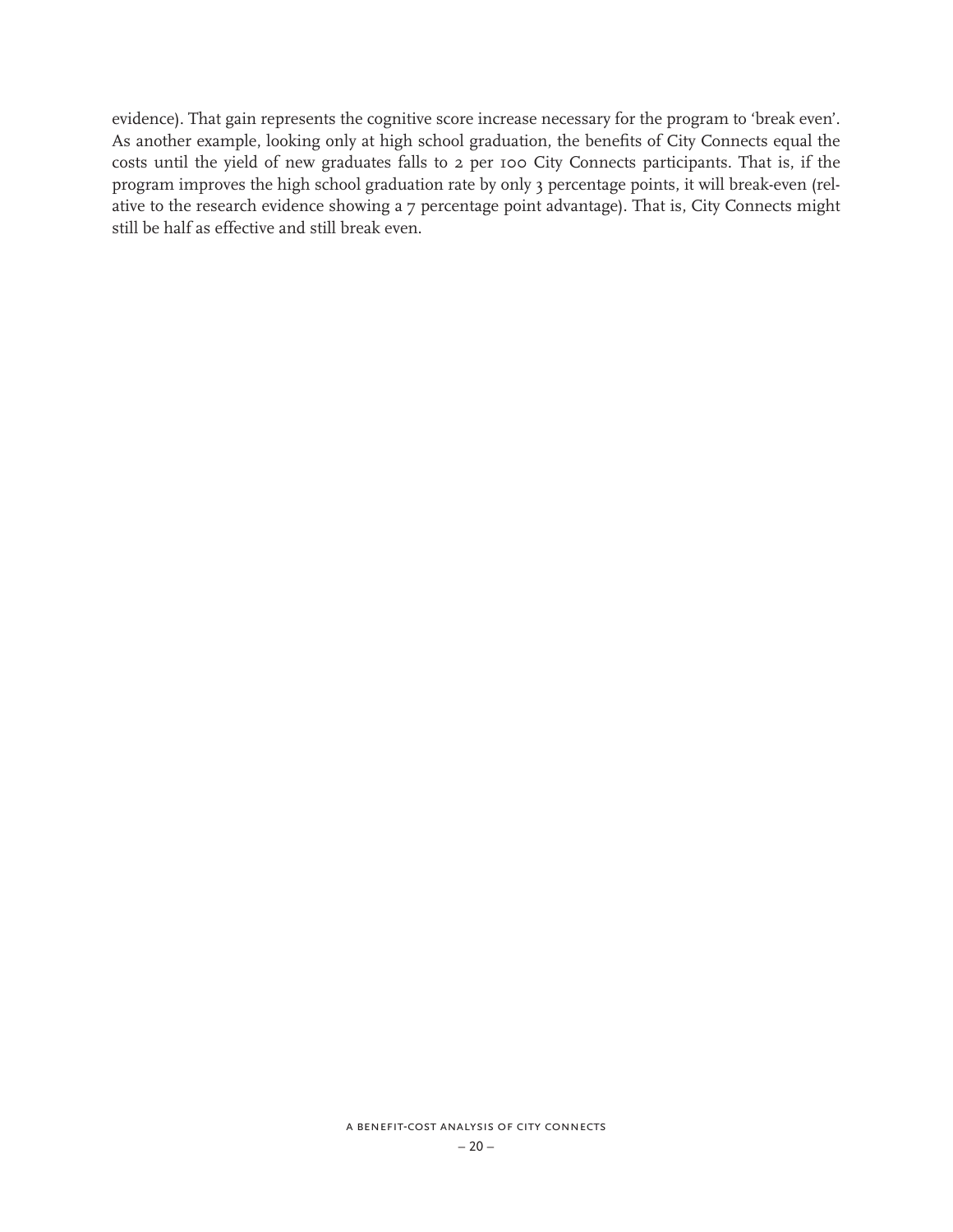evidence). That gain represents the cognitive score increase necessary for the program to 'break even'. As another example, looking only at high school graduation, the benefits of City Connects equal the costs until the yield of new graduates falls to 2 per 100 City Connects participants. That is, if the program improves the high school graduation rate by only 3 percentage points, it will break-even (relative to the research evidence showing a 7 percentage point advantage). That is, City Connects might still be half as effective and still break even.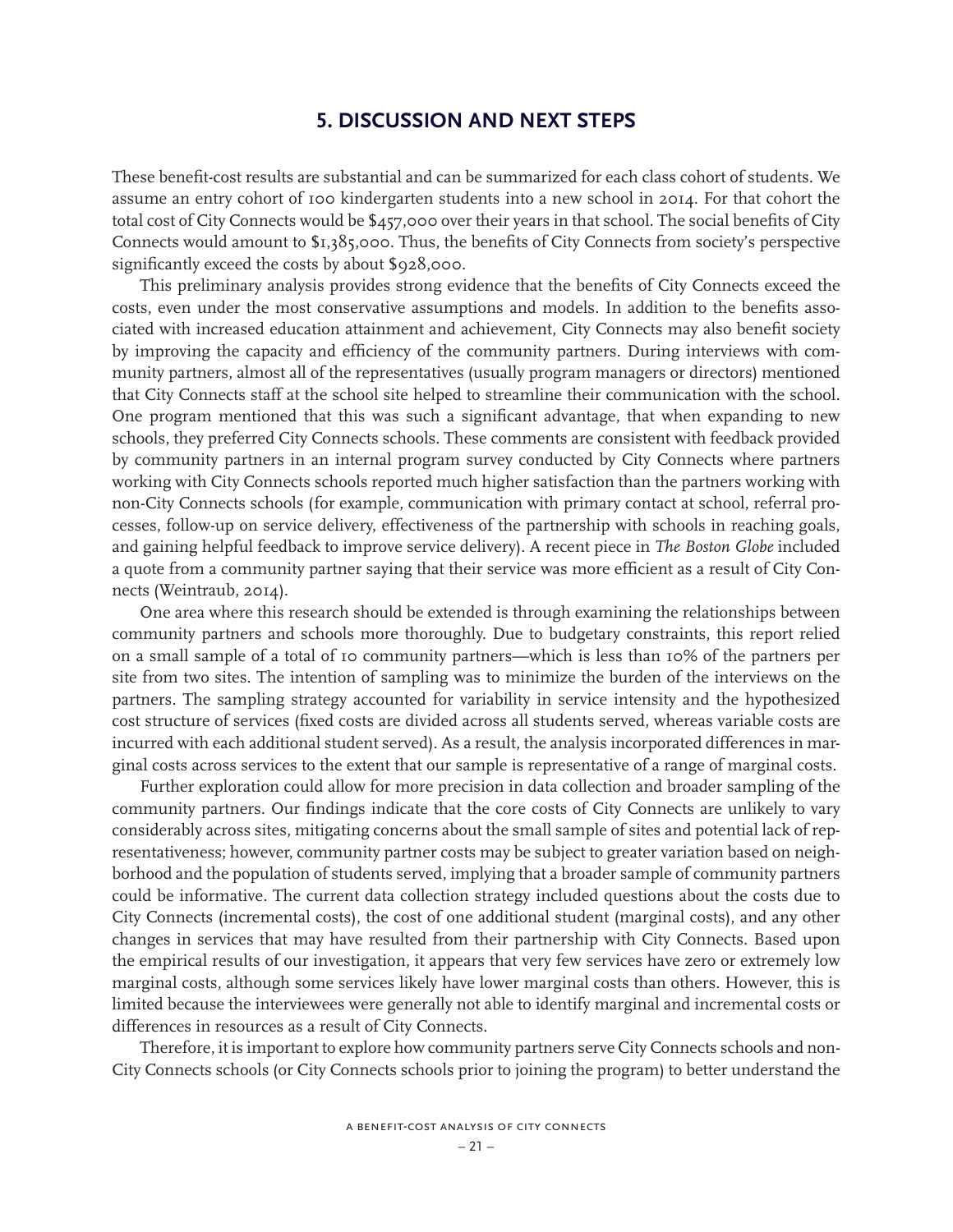## 5. DISCUSSION AND NEXT STEPS

These benefit-cost results are substantial and can be summarized for each class cohort of students. We assume an entry cohort of 100 kindergarten students into a new school in 2014. For that cohort the total cost of City Connects would be $457,000 over their years in that school. The social benefits of City Connects would amount to $1,385,000. Thus, the benefits of City Connects from society's perspective significantly exceed the costs by about $928,000.

This preliminary analysis provides strong evidence that the benefits of City Connects exceed the costs, even under the most conservative assumptions and models. In addition to the benefits associated with increased education attainment and achievement, City Connects may also benefit society by improving the capacity and efficiency of the community partners. During interviews with community partners, almost all of the representatives (usually program managers or directors) mentioned that City Connects staff at the school site helped to streamline their communication with the school. One program mentioned that this was such a significant advantage, that when expanding to new schools, they preferred City Connects schools. These comments are consistent with feedback provided by community partners in an internal program survey conducted by City Connects where partners working with City Connects schools reported much higher satisfaction than the partners working with non-City Connects schools (for example, communication with primary contact at school, referral processes, follow-up on service delivery, effectiveness of the partnership with schools in reaching goals, and gaining helpful feedback to improve service delivery). A recent piece in *The Boston Globe* included a quote from a community partner saying that their service was more efficient as a result of City Connects (Weintraub, 2014).

One area where this research should be extended is through examining the relationships between community partners and schools more thoroughly. Due to budgetary constraints, this report relied on a small sample of a total of 10 community partners—which is less than 10% of the partners per site from two sites. The intention of sampling was to minimize the burden of the interviews on the partners. The sampling strategy accounted for variability in service intensity and the hypothesized cost structure of services (fixed costs are divided across all students served, whereas variable costs are incurred with each additional student served). As a result, the analysis incorporated differences in marginal costs across services to the extent that our sample is representative of a range of marginal costs.

Further exploration could allow for more precision in data collection and broader sampling of the community partners. Our findings indicate that the core costs of City Connects are unlikely to vary considerably across sites, mitigating concerns about the small sample of sites and potential lack of representativeness; however, community partner costs may be subject to greater variation based on neighborhood and the population of students served, implying that a broader sample of community partners could be informative. The current data collection strategy included questions about the costs due to City Connects (incremental costs), the cost of one additional student (marginal costs), and any other changes in services that may have resulted from their partnership with City Connects. Based upon the empirical results of our investigation, it appears that very few services have zero or extremely low marginal costs, although some services likely have lower marginal costs than others. However, this is limited because the interviewees were generally not able to identify marginal and incremental costs or differences in resources as a result of City Connects.

Therefore, it is important to explore how community partners serve City Connects schools and non-City Connects schools (or City Connects schools prior to joining the program) to better understand the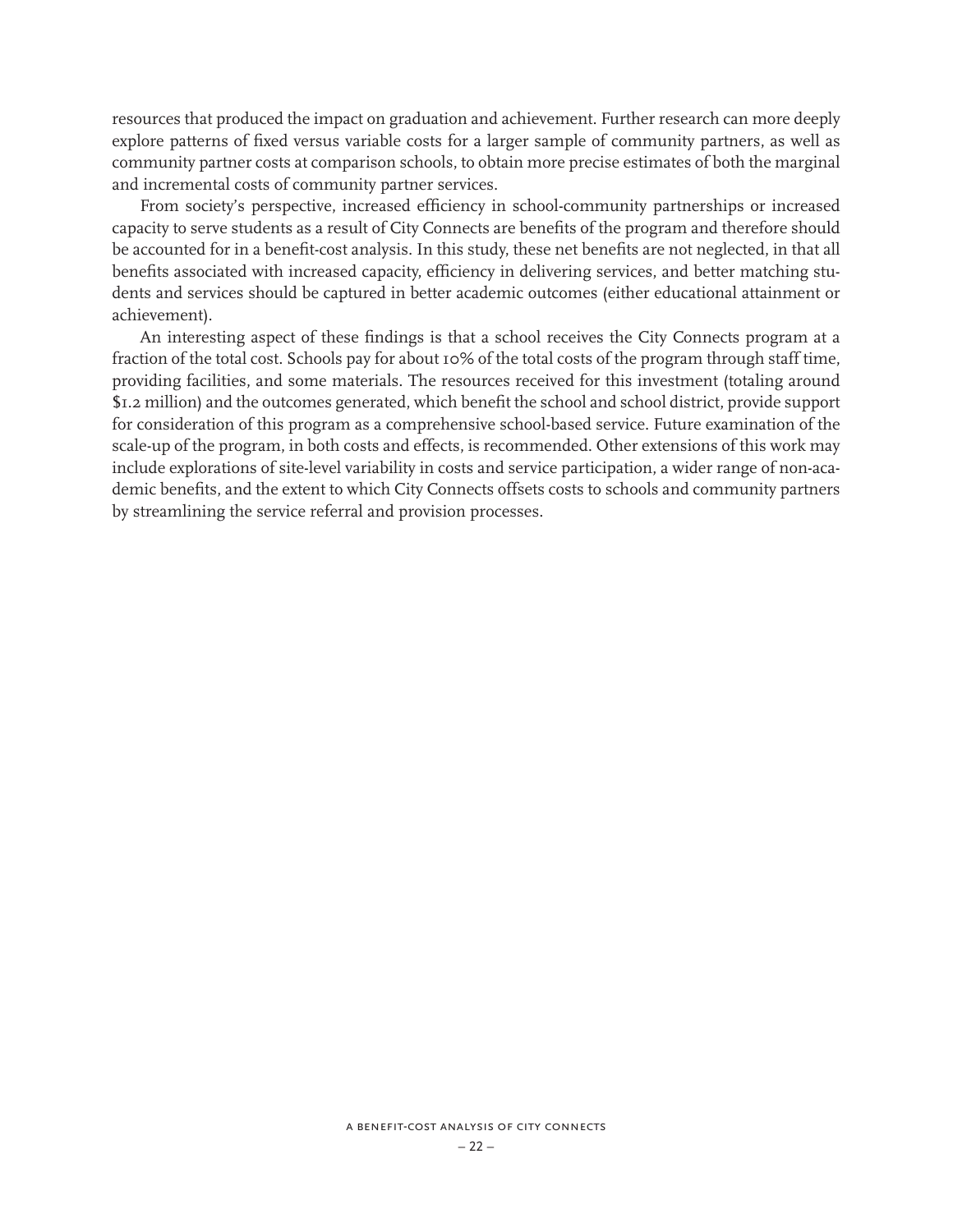resources that produced the impact on graduation and achievement. Further research can more deeply explore patterns of fixed versus variable costs for a larger sample of community partners, as well as community partner costs at comparison schools, to obtain more precise estimates of both the marginal and incremental costs of community partner services.

From society's perspective, increased efficiency in school-community partnerships or increased capacity to serve students as a result of City Connects are benefits of the program and therefore should be accounted for in a benefit-cost analysis. In this study, these net benefits are not neglected, in that all benefits associated with increased capacity, efficiency in delivering services, and better matching students and services should be captured in better academic outcomes (either educational attainment or achievement).

An interesting aspect of these findings is that a school receives the City Connects program at a fraction of the total cost. Schools pay for about 10% of the total costs of the program through staff time, providing facilities, and some materials. The resources received for this investment (totaling around $1.2 million) and the outcomes generated, which benefit the school and school district, provide support for consideration of this program as a comprehensive school-based service. Future examination of the scale-up of the program, in both costs and effects, is recommended. Other extensions of this work may include explorations of site-level variability in costs and service participation, a wider range of non-academic benefits, and the extent to which City Connects offsets costs to schools and community partners by streamlining the service referral and provision processes.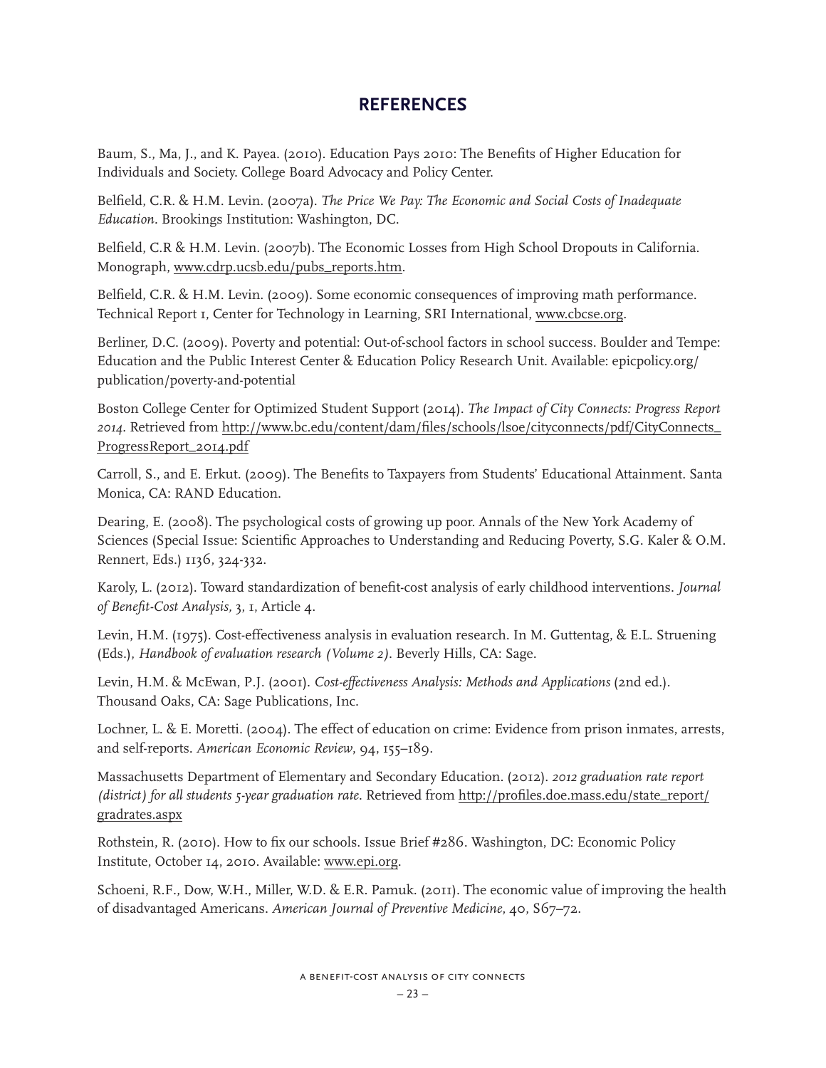## REFERENCES

Baum, S., Ma, J., and K. Payea. (2010). Education Pays 2010: The Benefits of Higher Education for Individuals and Society. College Board Advocacy and Policy Center.

Belfield, C.R. & H.M. Levin. (2007a). *The Price We Pay: The Economic and Social Costs of Inadequate Education*. Brookings Institution: Washington, DC.

Belfield, C.R & H.M. Levin. (2007b). The Economic Losses from High School Dropouts in California. Monograph, www.cdrp.ucsb.edu/pubs_reports.htm.

Belfield, C.R. & H.M. Levin. (2009). Some economic consequences of improving math performance. Technical Report 1, Center for Technology in Learning, SRI International, www.cbcse.org.

Berliner, D.C. (2009). Poverty and potential: Out-of-school factors in school success. Boulder and Tempe: Education and the Public Interest Center & Education Policy Research Unit. Available: epicpolicy.org/publication/poverty-and-potential

Boston College Center for Optimized Student Support (2014). *The Impact of City Connects: Progress Report 2014.* Retrieved from http://www.bc.edu/content/dam/files/schools/lsoe/cityconnects/pdf/CityConnects_ProgressReport_2014.pdf

Carroll, S., and E. Erkut. (2009). The Benefits to Taxpayers from Students' Educational Attainment. Santa Monica, CA: RAND Education.

Dearing, E. (2008). The psychological costs of growing up poor. Annals of the New York Academy of Sciences (Special Issue: Scientific Approaches to Understanding and Reducing Poverty, S.G. Kaler & O.M. Rennert, Eds.) 1136, 324-332.

Karoly, L. (2012). Toward standardization of benefit-cost analysis of early childhood interventions. *Journal of Benefit-Cost Analysis,* 3, 1, Article 4.

Levin, H.M. (1975). Cost-effectiveness analysis in evaluation research. In M. Guttentag, & E.L. Struening (Eds.), *Handbook of evaluation research (Volume 2)*. Beverly Hills, CA: Sage.

Levin, H.M. & McEwan, P.J. (2001). *Cost-effectiveness Analysis: Methods and Applications* (2nd ed.). Thousand Oaks, CA: Sage Publications, Inc.

Lochner, L. & E. Moretti. (2004). The effect of education on crime: Evidence from prison inmates, arrests, and self-reports. *American Economic Review*, 94, 155–189.

Massachusetts Department of Elementary and Secondary Education. (2012). *2012 graduation rate report (district) for all students 5-year graduation rate*. Retrieved from http://profiles.doe.mass.edu/state_report/gradrates.aspx

Rothstein, R. (2010). How to fix our schools. Issue Brief #286. Washington, DC: Economic Policy Institute, October 14, 2010. Available: www.epi.org.

Schoeni, R.F., Dow, W.H., Miller, W.D. & E.R. Pamuk. (2011). The economic value of improving the health of disadvantaged Americans. *American Journal of Preventive Medicine*, 40, S67–72.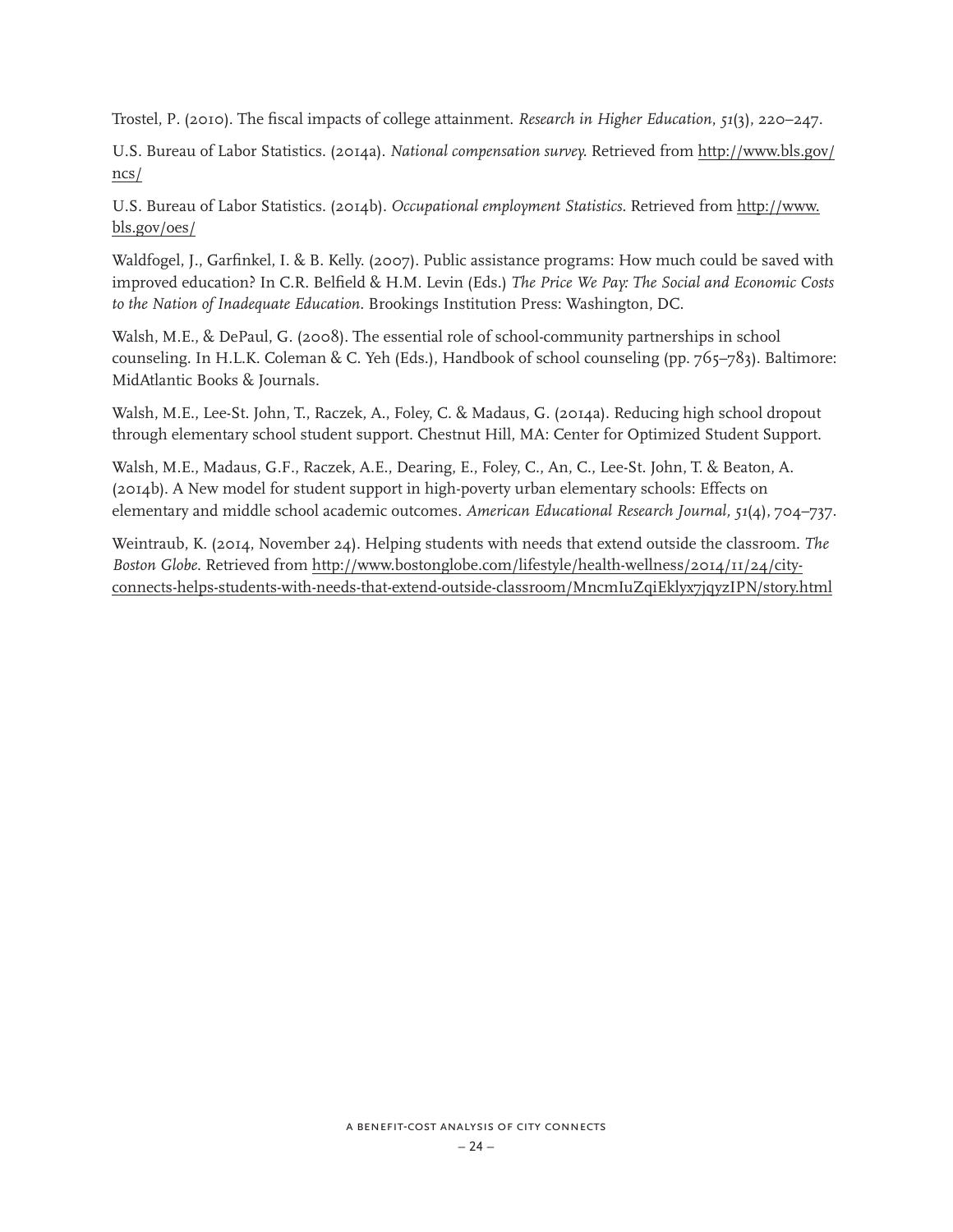Trostel, P. (2010). The fiscal impacts of college attainment. *Research in Higher Education*, *51*(3), 220–247.

U.S. Bureau of Labor Statistics. (2014a). *National compensation survey*. Retrieved from http://www.bls.gov/ncs/

U.S. Bureau of Labor Statistics. (2014b). *Occupational employment Statistics*. Retrieved from http://www.bls.gov/oes/

Waldfogel, J., Garfinkel, I. & B. Kelly. (2007). Public assistance programs: How much could be saved with improved education? In C.R. Belfield & H.M. Levin (Eds.) *The Price We Pay: The Social and Economic Costs to the Nation of Inadequate Education*. Brookings Institution Press: Washington, DC.

Walsh, M.E., & DePaul, G. (2008). The essential role of school-community partnerships in school counseling. In H.L.K. Coleman & C. Yeh (Eds.), Handbook of school counseling (pp. 765–783). Baltimore: MidAtlantic Books & Journals.

Walsh, M.E., Lee-St. John, T., Raczek, A., Foley, C. & Madaus, G. (2014a). Reducing high school dropout through elementary school student support. Chestnut Hill, MA: Center for Optimized Student Support.

Walsh, M.E., Madaus, G.F., Raczek, A.E., Dearing, E., Foley, C., An, C., Lee-St. John, T. & Beaton, A. (2014b). A New model for student support in high-poverty urban elementary schools: Effects on elementary and middle school academic outcomes. *American Educational Research Journal, 51*(4), 704–737.

Weintraub, K. (2014, November 24). Helping students with needs that extend outside the classroom. *The Boston Globe*. Retrieved from http://www.bostonglobe.com/lifestyle/health-wellness/2014/11/24/city-connects-helps-students-with-needs-that-extend-outside-classroom/MncmIuZqiEklyx7jqyzIPN/story.html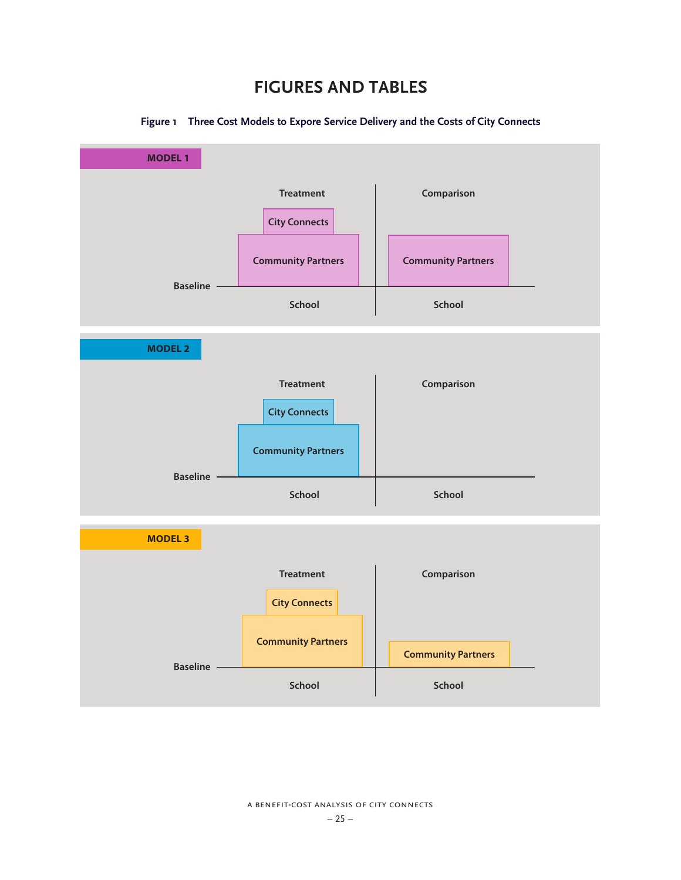# FIGURES AND TABLES

**Figure 1 Three Cost Models to Expore Service Delivery and the Costs of City Connects**

**MODEL 1**

Treatment | Comparison

City Connects

Community Partners | Community Partners

Baseline

School | School

**MODEL 2**

Treatment | Comparison

City Connects

Community Partners

Baseline

School | School

**MODEL 3**

Treatment | Comparison

City Connects

Community Partners | Community Partners

Baseline

School | School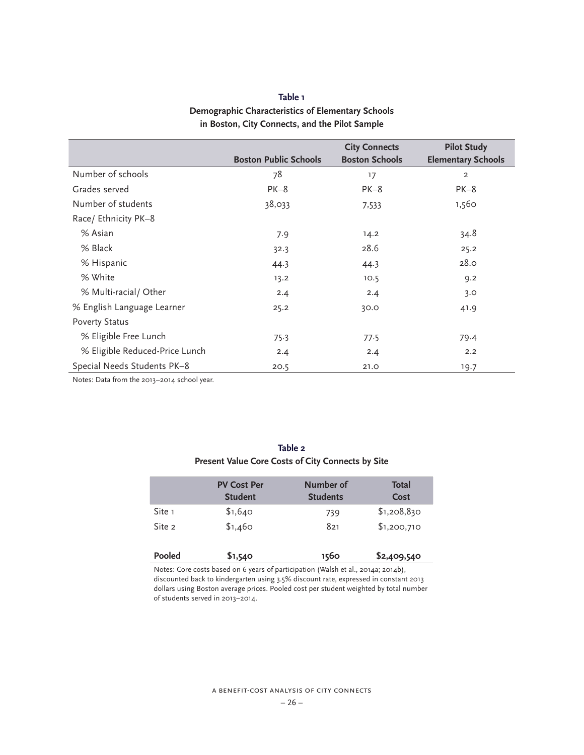**Table 1**
**Demographic Characteristics of Elementary Schools in Boston, City Connects, and the Pilot Sample**

| | Boston Public Schools | City Connects Boston Schools | Pilot Study Elementary Schools |
|---|---|---|---|
| Number of schools | 78 | 17 | 2 |
| Grades served | PK–8 | PK–8 | PK–8 |
| Number of students | 38,033 | 7,533 | 1,560 |
| Race/ Ethnicity PK–8 | | | |
| % Asian | 7.9 | 14.2 | 34.8 |
| % Black | 32.3 | 28.6 | 25.2 |
| % Hispanic | 44.3 | 44.3 | 28.0 |
| % White | 13.2 | 10.5 | 9.2 |
| % Multi-racial/ Other | 2.4 | 2.4 | 3.0 |
| % English Language Learner | 25.2 | 30.0 | 41.9 |
| Poverty Status | | | |
| % Eligible Free Lunch | 75.3 | 77.5 | 79.4 |
| % Eligible Reduced-Price Lunch | 2.4 | 2.4 | 2.2 |
| Special Needs Students PK–8 | 20.5 | 21.0 | 19.7 |

Notes: Data from the 2013–2014 school year.

**Table 2**
**Present Value Core Costs of City Connects by Site**

| | PV Cost Per Student | Number of Students | Total Cost |
|---|---|---|---|
| Site 1 | $1,640 | 739 | $1,208,830 |
| Site 2 | $1,460 | 821 | $1,200,710 |
| **Pooled** | **$1,540** | **1560** | **$2,409,540** |

Notes: Core costs based on 6 years of participation (Walsh et al., 2014a; 2014b), discounted back to kindergarten using 3.5% discount rate, expressed in constant 2013 dollars using Boston average prices. Pooled cost per student weighted by total number of students served in 2013–2014.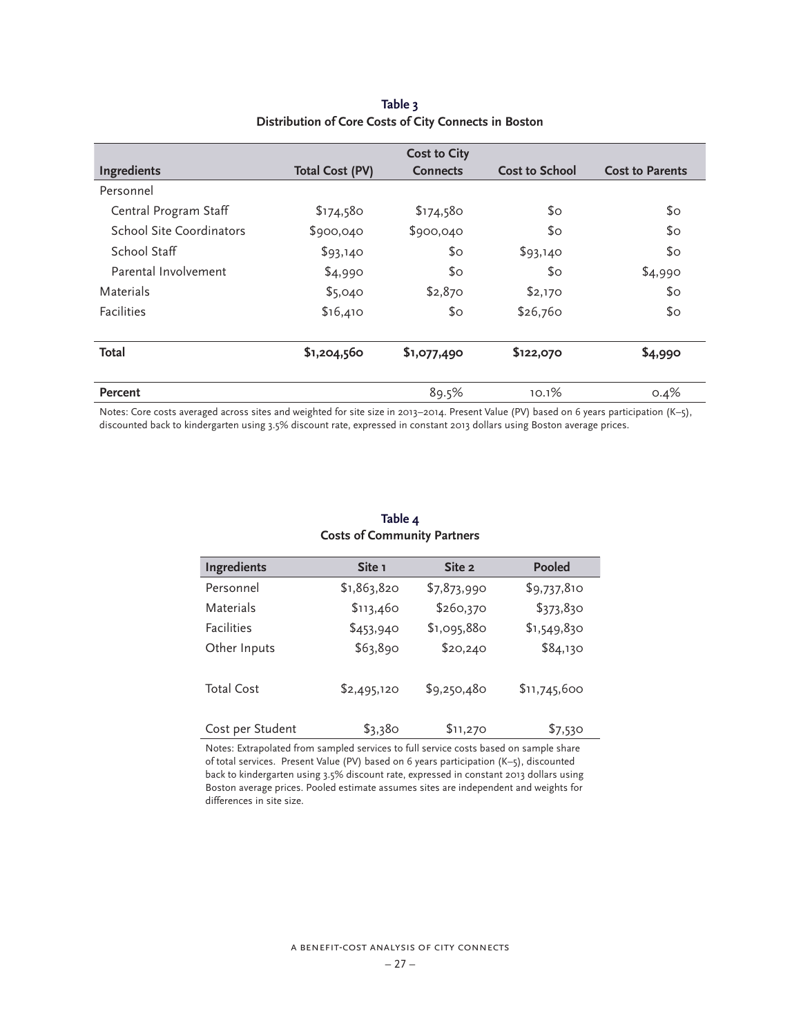**Table 3**
**Distribution of Core Costs of City Connects in Boston**

| Ingredients | Total Cost (PV) | Cost to City Connects | Cost to School | Cost to Parents |
|---|---|---|---|---|
| Personnel | | | | |
| Central Program Staff | $174,580 | $174,580 | $0 | $0 |
| School Site Coordinators | $900,040 | $900,040 | $0 | $0 |
| School Staff | $93,140 | $0 | $93,140 | $0 |
| Parental Involvement | $4,990 | $0 | $0 | $4,990 |
| Materials | $5,040 | $2,870 | $2,170 | $0 |
| Facilities | $16,410 | $0 | $26,760 | $0 |
| **Total** | **$1,204,560** | **$1,077,490** | **$122,070** | **$4,990** |
| **Percent** | | 89.5% | 10.1% | 0.4% |

Notes: Core costs averaged across sites and weighted for site size in 2013–2014. Present Value (PV) based on 6 years participation (K–5), discounted back to kindergarten using 3.5% discount rate, expressed in constant 2013 dollars using Boston average prices.

**Table 4**
**Costs of Community Partners**

| Ingredients | Site 1 | Site 2 | Pooled |
|---|---|---|---|
| Personnel | $1,863,820 | $7,873,990 | $9,737,810 |
| Materials | $113,460 | $260,370 | $373,830 |
| Facilities | $453,940 | $1,095,880 | $1,549,830 |
| Other Inputs | $63,890 | $20,240 | $84,130 |
| Total Cost | $2,495,120 | $9,250,480 | $11,745,600 |
| Cost per Student | $3,380 | $11,270 | $7,530 |

Notes: Extrapolated from sampled services to full service costs based on sample share of total services. Present Value (PV) based on 6 years participation (K–5), discounted back to kindergarten using 3.5% discount rate, expressed in constant 2013 dollars using Boston average prices. Pooled estimate assumes sites are independent and weights for differences in site size.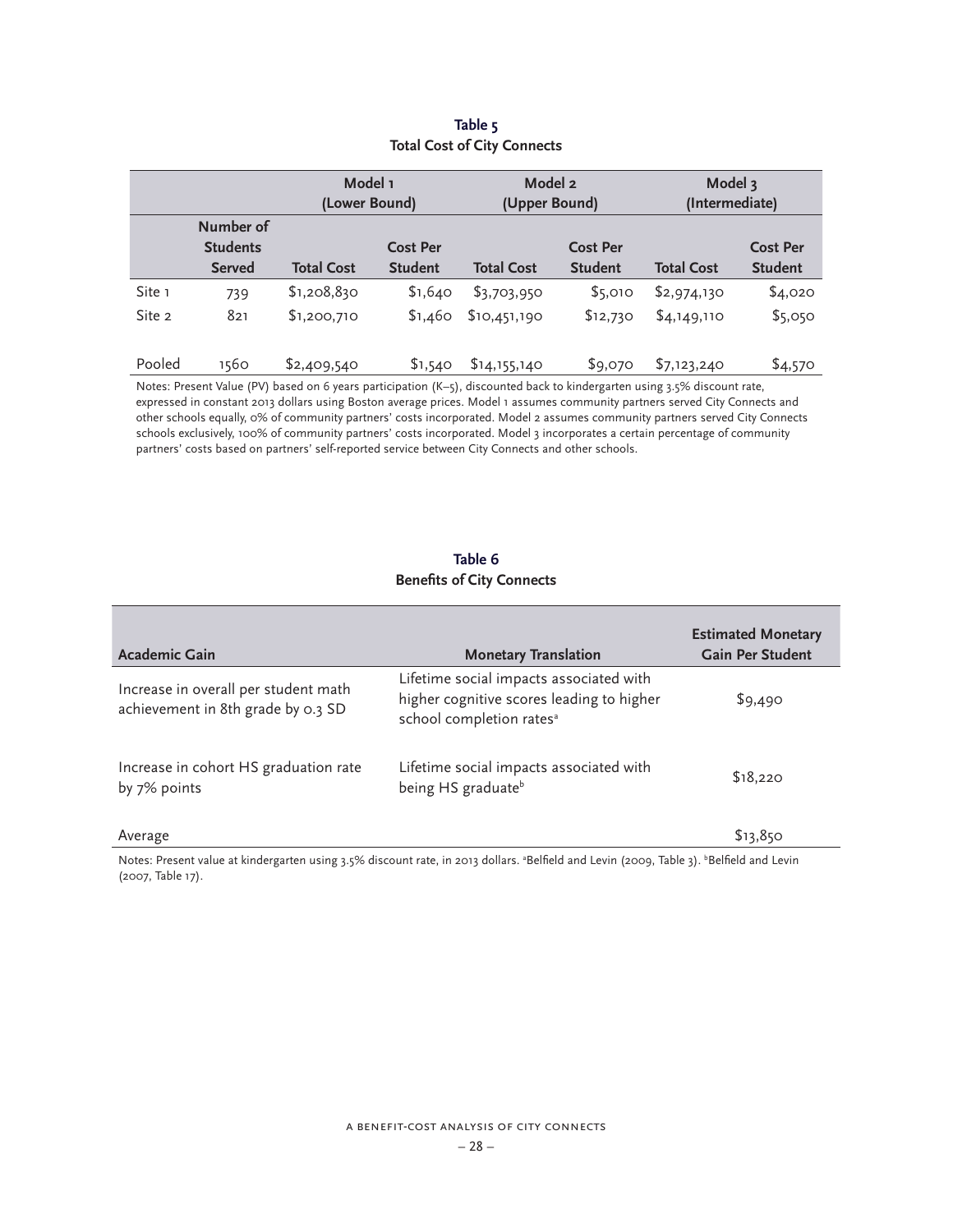**Table 5**
**Total Cost of City Connects**

| | | Model 1 (Lower Bound) | | Model 2 (Upper Bound) | | Model 3 (Intermediate) | |
|---|---|---|---|---|---|---|---|
| | **Number of Students Served** | **Total Cost** | **Cost Per Student** | **Total Cost** | **Cost Per Student** | **Total Cost** | **Cost Per Student** |
| Site 1 | 739 | $1,208,830 | $1,640 | $3,703,950 | $5,010 | $2,974,130 | $4,020 |
| Site 2 | 821 | $1,200,710 | $1,460 | $10,451,190 | $12,730 | $4,149,110 | $5,050 |
| Pooled | 1560 | $2,409,540 | $1,540 | $14,155,140 | $9,070 | $7,123,240 | $4,570 |

Notes: Present Value (PV) based on 6 years participation (K–5), discounted back to kindergarten using 3.5% discount rate, expressed in constant 2013 dollars using Boston average prices. Model 1 assumes community partners served City Connects and other schools equally, 0% of community partners' costs incorporated. Model 2 assumes community partners served City Connects schools exclusively, 100% of community partners' costs incorporated. Model 3 incorporates a certain percentage of community partners' costs based on partners' self-reported service between City Connects and other schools.

**Table 6**
**Benefits of City Connects**

| Academic Gain | Monetary Translation | Estimated Monetary Gain Per Student |
|---|---|---|
| Increase in overall per student math achievement in 8th grade by 0.3 SD | Lifetime social impacts associated with higher cognitive scores leading to higher school completion rates[a] | $9,490 |
| Increase in cohort HS graduation rate by 7% points | Lifetime social impacts associated with being HS graduate[b] | $18,220 |
| Average | | $13,850 |

Notes: Present value at kindergarten using 3.5% discount rate, in 2013 dollars. [a]Belfield and Levin (2009, Table 3). [b]Belfield and Levin (2007, Table 17).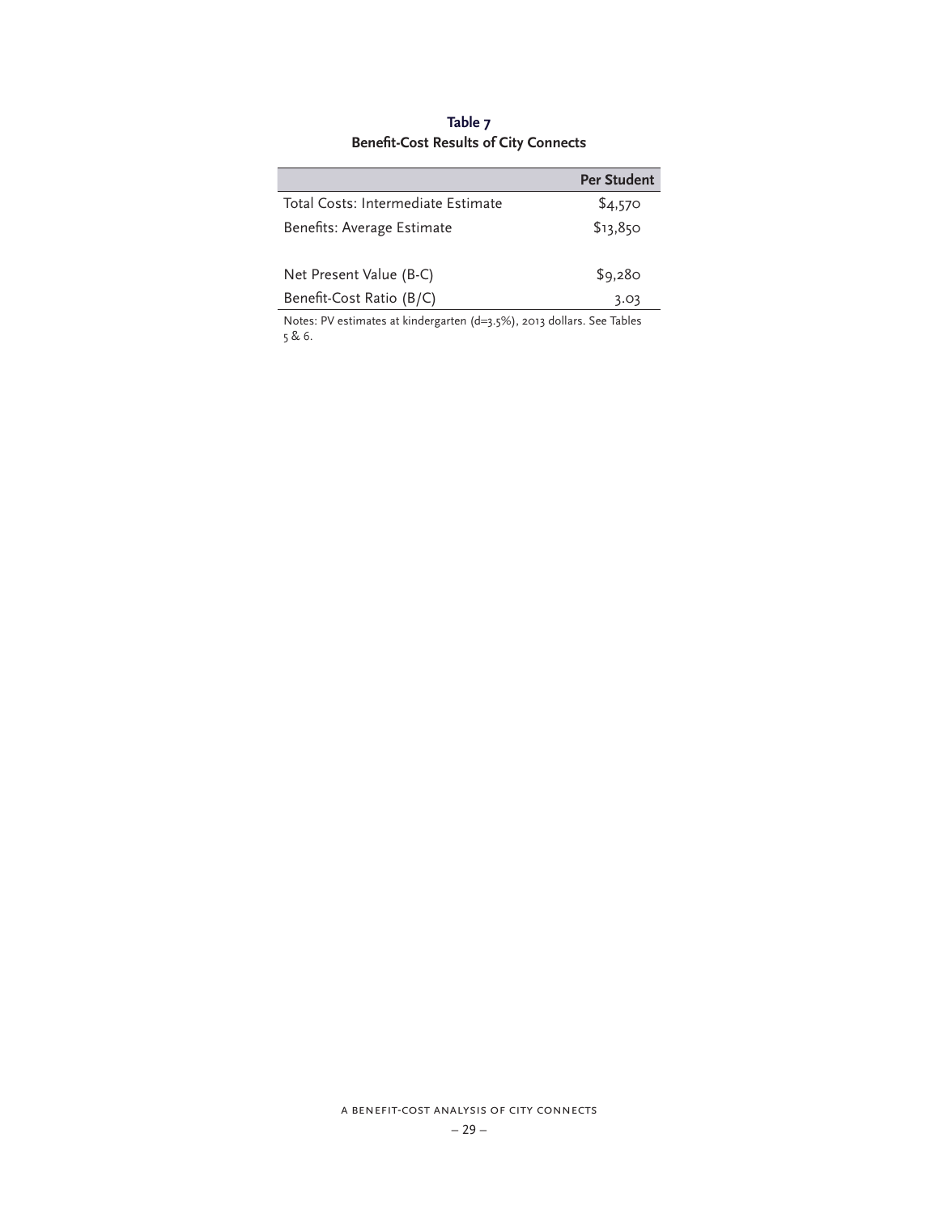**Table 7**
**Benefit-Cost Results of City Connects**

| | Per Student |
|---|---|
| Total Costs: Intermediate Estimate | $4,570 |
| Benefits: Average Estimate | $13,850 |
| | |
| Net Present Value (B-C) | $9,280 |
| Benefit-Cost Ratio (B/C) | 3.03 |

Notes: PV estimates at kindergarten (d=3.5%), 2013 dollars. See Tables 5 & 6.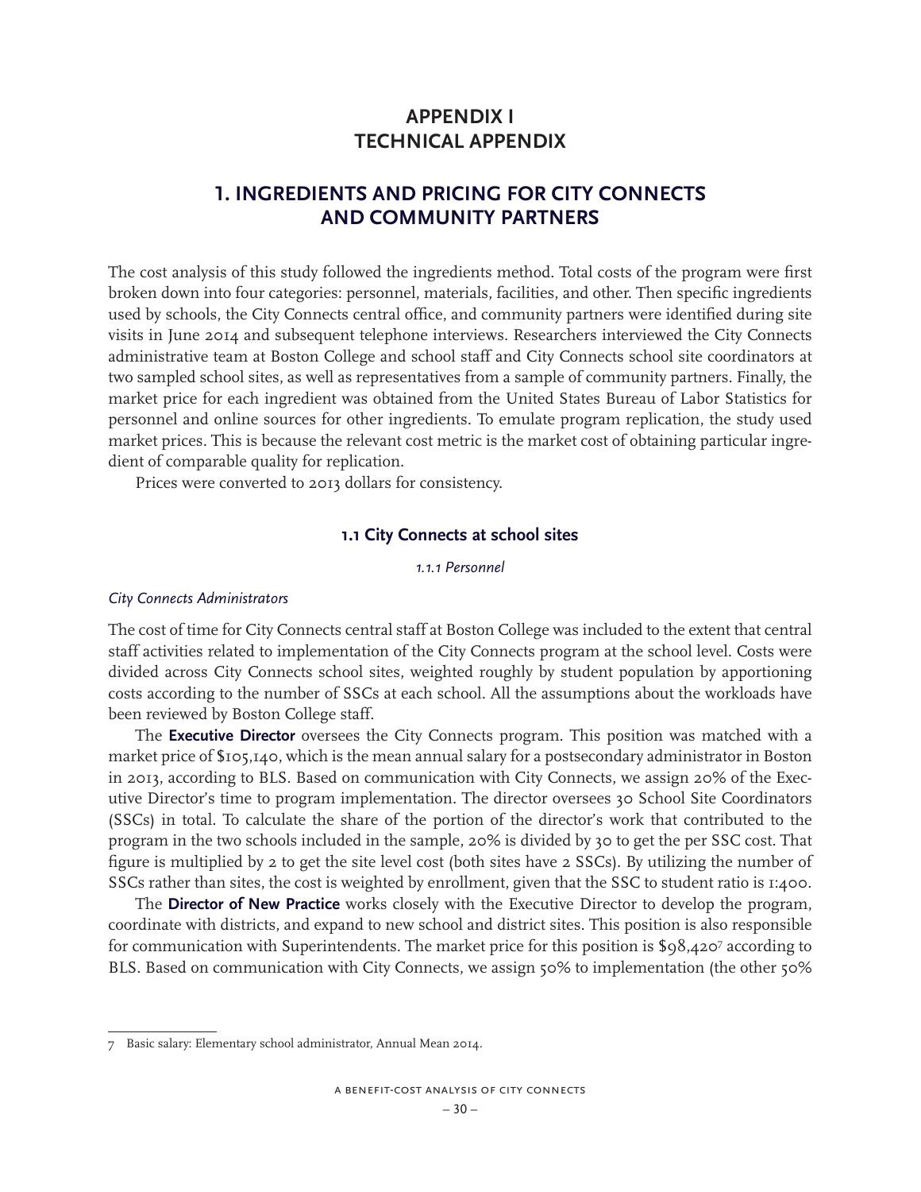# APPENDIX I
# TECHNICAL APPENDIX

## 1. INGREDIENTS AND PRICING FOR CITY CONNECTS AND COMMUNITY PARTNERS

The cost analysis of this study followed the ingredients method. Total costs of the program were first broken down into four categories: personnel, materials, facilities, and other. Then specific ingredients used by schools, the City Connects central office, and community partners were identified during site visits in June 2014 and subsequent telephone interviews. Researchers interviewed the City Connects administrative team at Boston College and school staff and City Connects school site coordinators at two sampled school sites, as well as representatives from a sample of community partners. Finally, the market price for each ingredient was obtained from the United States Bureau of Labor Statistics for personnel and online sources for other ingredients. To emulate program replication, the study used market prices. This is because the relevant cost metric is the market cost of obtaining particular ingredient of comparable quality for replication.

Prices were converted to 2013 dollars for consistency.

### 1.1 City Connects at school sites

#### *1.1.1 Personnel*

*City Connects Administrators*

The cost of time for City Connects central staff at Boston College was included to the extent that central staff activities related to implementation of the City Connects program at the school level. Costs were divided across City Connects school sites, weighted roughly by student population by apportioning costs according to the number of SSCs at each school. All the assumptions about the workloads have been reviewed by Boston College staff.

The **Executive Director** oversees the City Connects program. This position was matched with a market price of $105,140, which is the mean annual salary for a postsecondary administrator in Boston in 2013, according to BLS. Based on communication with City Connects, we assign 20% of the Executive Director's time to program implementation. The director oversees 30 School Site Coordinators (SSCs) in total. To calculate the share of the portion of the director's work that contributed to the program in the two schools included in the sample, 20% is divided by 30 to get the per SSC cost. That figure is multiplied by 2 to get the site level cost (both sites have 2 SSCs). By utilizing the number of SSCs rather than sites, the cost is weighted by enrollment, given that the SSC to student ratio is 1:400.

The **Director of New Practice** works closely with the Executive Director to develop the program, coordinate with districts, and expand to new school and district sites. This position is also responsible for communication with Superintendents. The market price for this position is $98,420[7] according to BLS. Based on communication with City Connects, we assign 50% to implementation (the other 50%

---

7 Basic salary: Elementary school administrator, Annual Mean 2014.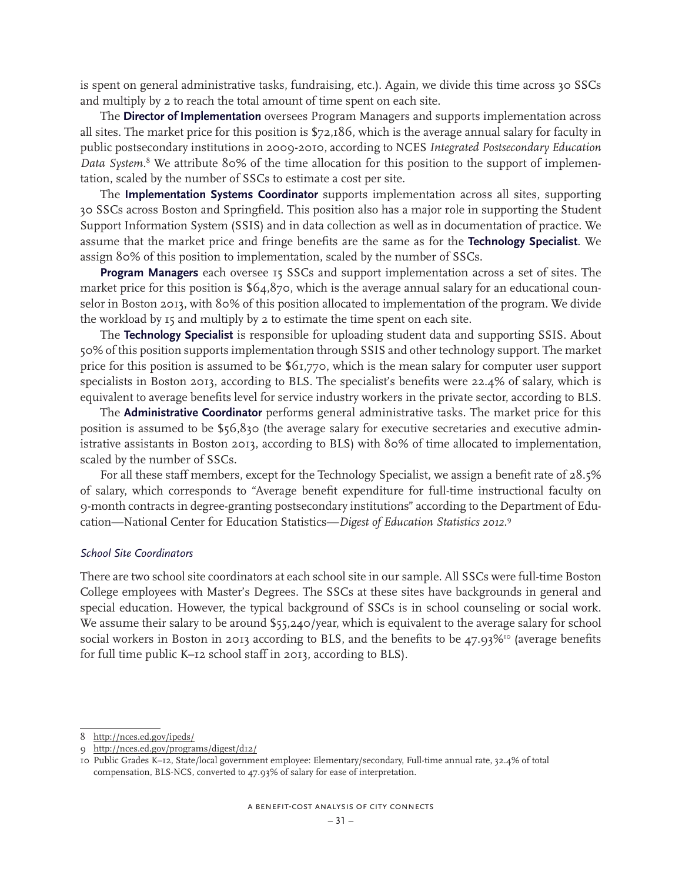is spent on general administrative tasks, fundraising, etc.). Again, we divide this time across 30 SSCs and multiply by 2 to reach the total amount of time spent on each site.

The **Director of Implementation** oversees Program Managers and supports implementation across all sites. The market price for this position is $72,186, which is the average annual salary for faculty in public postsecondary institutions in 2009-2010, according to NCES *Integrated Postsecondary Education Data System*.[8] We attribute 80% of the time allocation for this position to the support of implementation, scaled by the number of SSCs to estimate a cost per site.

The **Implementation Systems Coordinator** supports implementation across all sites, supporting 30 SSCs across Boston and Springfield. This position also has a major role in supporting the Student Support Information System (SSIS) and in data collection as well as in documentation of practice. We assume that the market price and fringe benefits are the same as for the **Technology Specialist**. We assign 80% of this position to implementation, scaled by the number of SSCs.

**Program Managers** each oversee 15 SSCs and support implementation across a set of sites. The market price for this position is $64,870, which is the average annual salary for an educational counselor in Boston 2013, with 80% of this position allocated to implementation of the program. We divide the workload by 15 and multiply by 2 to estimate the time spent on each site.

The **Technology Specialist** is responsible for uploading student data and supporting SSIS. About 50% of this position supports implementation through SSIS and other technology support. The market price for this position is assumed to be $61,770, which is the mean salary for computer user support specialists in Boston 2013, according to BLS. The specialist's benefits were 22.4% of salary, which is equivalent to average benefits level for service industry workers in the private sector, according to BLS.

The **Administrative Coordinator** performs general administrative tasks. The market price for this position is assumed to be $56,830 (the average salary for executive secretaries and executive administrative assistants in Boston 2013, according to BLS) with 80% of time allocated to implementation, scaled by the number of SSCs.

For all these staff members, except for the Technology Specialist, we assign a benefit rate of 28.5% of salary, which corresponds to "Average benefit expenditure for full-time instructional faculty on 9-month contracts in degree-granting postsecondary institutions" according to the Department of Education—National Center for Education Statistics—*Digest of Education Statistics 2012*.[9]

### *School Site Coordinators*

There are two school site coordinators at each school site in our sample. All SSCs were full-time Boston College employees with Master's Degrees. The SSCs at these sites have backgrounds in general and special education. However, the typical background of SSCs is in school counseling or social work. We assume their salary to be around $55,240/year, which is equivalent to the average salary for school social workers in Boston in 2013 according to BLS, and the benefits to be 47.93%[10] (average benefits for full time public K–12 school staff in 2013, according to BLS).

---

8 http://nces.ed.gov/ipeds/

9 http://nces.ed.gov/programs/digest/d12/

10 Public Grades K–12, State/local government employee: Elementary/secondary, Full-time annual rate, 32.4% of total compensation, BLS-NCS, converted to 47.93% of salary for ease of interpretation.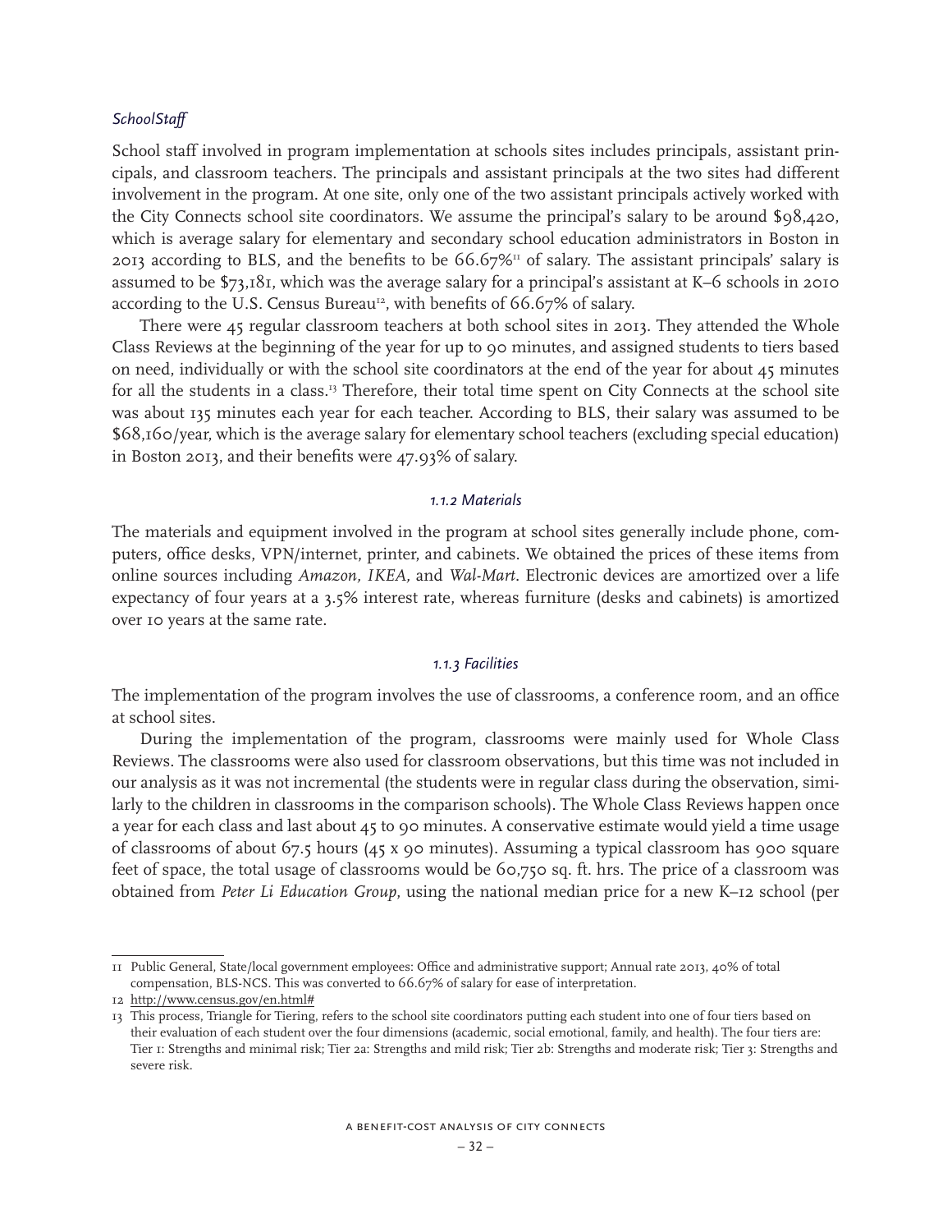*SchoolStaff*

School staff involved in program implementation at schools sites includes principals, assistant principals, and classroom teachers. The principals and assistant principals at the two sites had different involvement in the program. At one site, only one of the two assistant principals actively worked with the City Connects school site coordinators. We assume the principal's salary to be around $98,420, which is average salary for elementary and secondary school education administrators in Boston in 2013 according to BLS, and the benefits to be 66.67%[11] of salary. The assistant principals' salary is assumed to be $73,181, which was the average salary for a principal's assistant at K–6 schools in 2010 according to the U.S. Census Bureau[12], with benefits of 66.67% of salary.

There were 45 regular classroom teachers at both school sites in 2013. They attended the Whole Class Reviews at the beginning of the year for up to 90 minutes, and assigned students to tiers based on need, individually or with the school site coordinators at the end of the year for about 45 minutes for all the students in a class.[13] Therefore, their total time spent on City Connects at the school site was about 135 minutes each year for each teacher. According to BLS, their salary was assumed to be $68,160/year, which is the average salary for elementary school teachers (excluding special education) in Boston 2013, and their benefits were 47.93% of salary.

### *1.1.2 Materials*

The materials and equipment involved in the program at school sites generally include phone, computers, office desks, VPN/internet, printer, and cabinets. We obtained the prices of these items from online sources including *Amazon, IKEA,* and *Wal-Mart*. Electronic devices are amortized over a life expectancy of four years at a 3.5% interest rate, whereas furniture (desks and cabinets) is amortized over 10 years at the same rate.

### *1.1.3 Facilities*

The implementation of the program involves the use of classrooms, a conference room, and an office at school sites.

During the implementation of the program, classrooms were mainly used for Whole Class Reviews. The classrooms were also used for classroom observations, but this time was not included in our analysis as it was not incremental (the students were in regular class during the observation, similarly to the children in classrooms in the comparison schools). The Whole Class Reviews happen once a year for each class and last about 45 to 90 minutes. A conservative estimate would yield a time usage of classrooms of about 67.5 hours (45 x 90 minutes). Assuming a typical classroom has 900 square feet of space, the total usage of classrooms would be 60,750 sq. ft. hrs. The price of a classroom was obtained from *Peter Li Education Group*, using the national median price for a new K–12 school (per

---

11 Public General, State/local government employees: Office and administrative support; Annual rate 2013, 40% of total compensation, BLS-NCS. This was converted to 66.67% of salary for ease of interpretation.

12 http://www.census.gov/en.html#

13 This process, Triangle for Tiering, refers to the school site coordinators putting each student into one of four tiers based on their evaluation of each student over the four dimensions (academic, social emotional, family, and health). The four tiers are: Tier 1: Strengths and minimal risk; Tier 2a: Strengths and mild risk; Tier 2b: Strengths and moderate risk; Tier 3: Strengths and severe risk.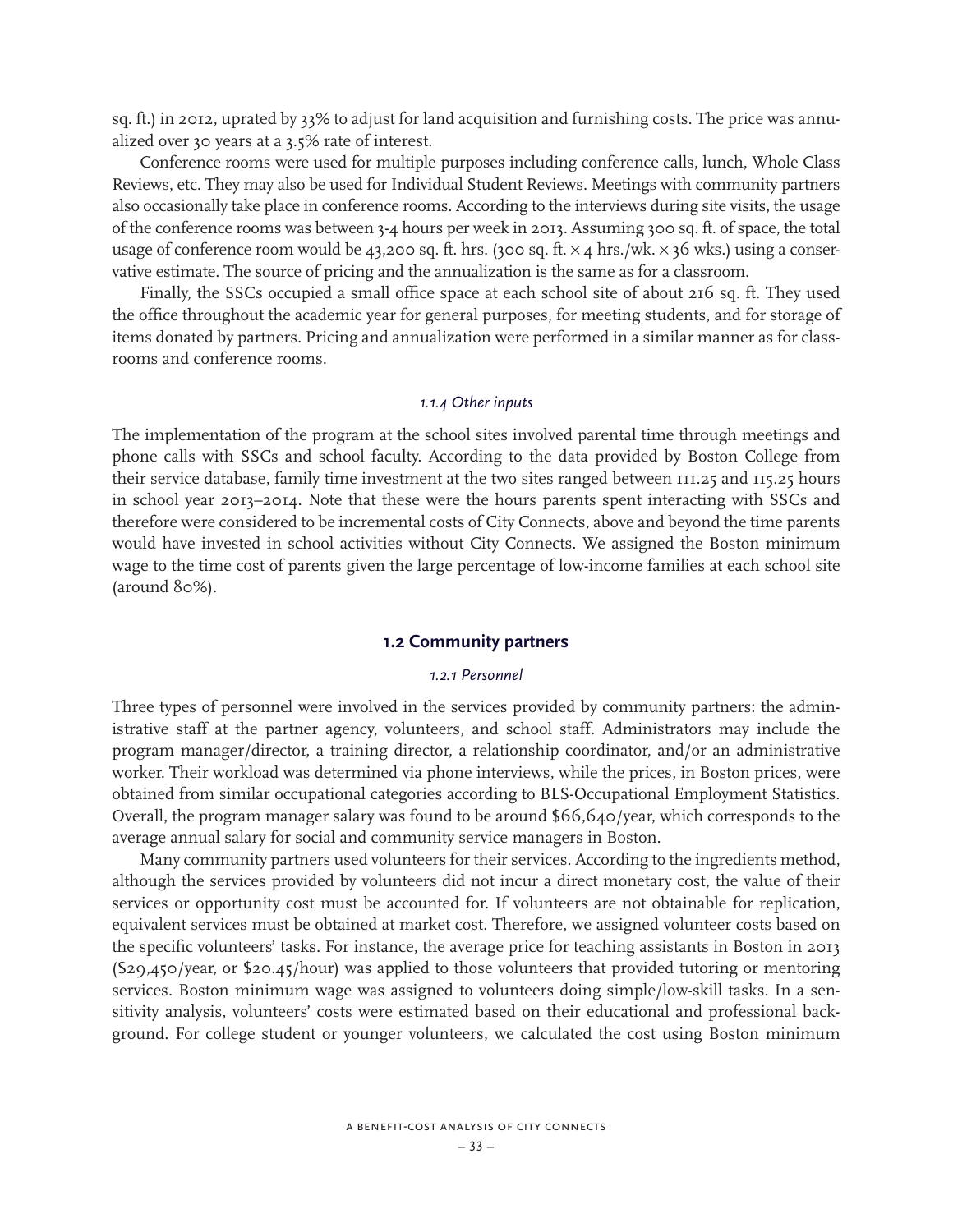sq. ft.) in 2012, uprated by 33% to adjust for land acquisition and furnishing costs. The price was annualized over 30 years at a 3.5% rate of interest.

Conference rooms were used for multiple purposes including conference calls, lunch, Whole Class Reviews, etc. They may also be used for Individual Student Reviews. Meetings with community partners also occasionally take place in conference rooms. According to the interviews during site visits, the usage of the conference rooms was between 3-4 hours per week in 2013. Assuming 300 sq. ft. of space, the total usage of conference room would be 43,200 sq. ft. hrs. (300 sq. ft. × 4 hrs./wk. × 36 wks.) using a conservative estimate. The source of pricing and the annualization is the same as for a classroom.

Finally, the SSCs occupied a small office space at each school site of about 216 sq. ft. They used the office throughout the academic year for general purposes, for meeting students, and for storage of items donated by partners. Pricing and annualization were performed in a similar manner as for classrooms and conference rooms.

#### *1.1.4 Other inputs*

The implementation of the program at the school sites involved parental time through meetings and phone calls with SSCs and school faculty. According to the data provided by Boston College from their service database, family time investment at the two sites ranged between 111.25 and 115.25 hours in school year 2013–2014. Note that these were the hours parents spent interacting with SSCs and therefore were considered to be incremental costs of City Connects, above and beyond the time parents would have invested in school activities without City Connects. We assigned the Boston minimum wage to the time cost of parents given the large percentage of low-income families at each school site (around 80%).

### 1.2 Community partners

#### *1.2.1 Personnel*

Three types of personnel were involved in the services provided by community partners: the administrative staff at the partner agency, volunteers, and school staff. Administrators may include the program manager/director, a training director, a relationship coordinator, and/or an administrative worker. Their workload was determined via phone interviews, while the prices, in Boston prices, were obtained from similar occupational categories according to BLS-Occupational Employment Statistics. Overall, the program manager salary was found to be around $66,640/year, which corresponds to the average annual salary for social and community service managers in Boston.

Many community partners used volunteers for their services. According to the ingredients method, although the services provided by volunteers did not incur a direct monetary cost, the value of their services or opportunity cost must be accounted for. If volunteers are not obtainable for replication, equivalent services must be obtained at market cost. Therefore, we assigned volunteer costs based on the specific volunteers' tasks. For instance, the average price for teaching assistants in Boston in 2013 ($29,450/year, or $20.45/hour) was applied to those volunteers that provided tutoring or mentoring services. Boston minimum wage was assigned to volunteers doing simple/low-skill tasks. In a sensitivity analysis, volunteers' costs were estimated based on their educational and professional background. For college student or younger volunteers, we calculated the cost using Boston minimum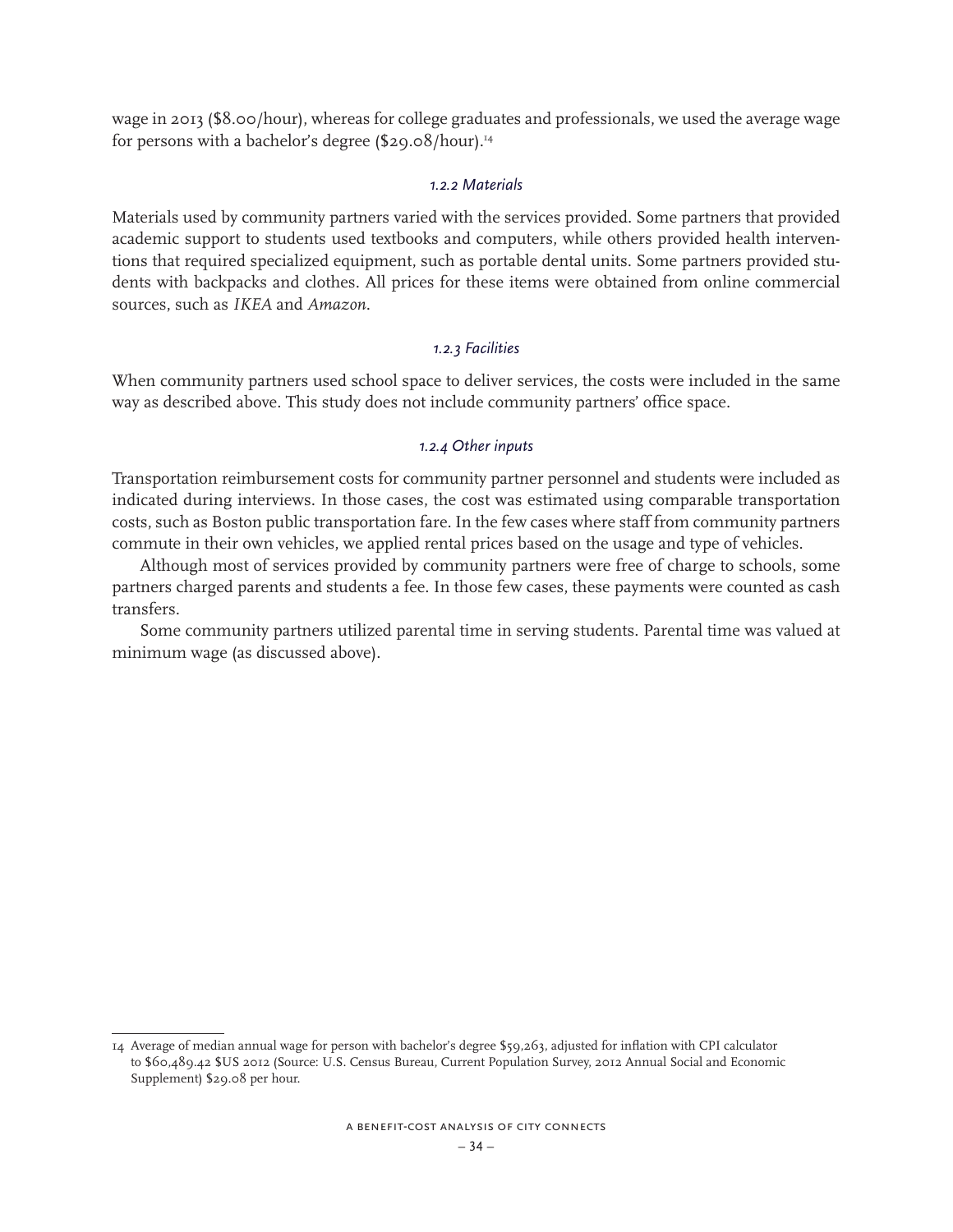wage in 2013 ($8.00/hour), whereas for college graduates and professionals, we used the average wage for persons with a bachelor's degree ($29.08/hour).[14]

#### *1.2.2 Materials*

Materials used by community partners varied with the services provided. Some partners that provided academic support to students used textbooks and computers, while others provided health interventions that required specialized equipment, such as portable dental units. Some partners provided students with backpacks and clothes. All prices for these items were obtained from online commercial sources, such as *IKEA* and *Amazon*.

#### *1.2.3 Facilities*

When community partners used school space to deliver services, the costs were included in the same way as described above. This study does not include community partners' office space.

#### *1.2.4 Other inputs*

Transportation reimbursement costs for community partner personnel and students were included as indicated during interviews. In those cases, the cost was estimated using comparable transportation costs, such as Boston public transportation fare. In the few cases where staff from community partners commute in their own vehicles, we applied rental prices based on the usage and type of vehicles.

Although most of services provided by community partners were free of charge to schools, some partners charged parents and students a fee. In those few cases, these payments were counted as cash transfers.

Some community partners utilized parental time in serving students. Parental time was valued at minimum wage (as discussed above).

---

14 Average of median annual wage for person with bachelor's degree $59,263, adjusted for inflation with CPI calculator to $60,489.42 $US 2012 (Source: U.S. Census Bureau, Current Population Survey, 2012 Annual Social and Economic Supplement) $29.08 per hour.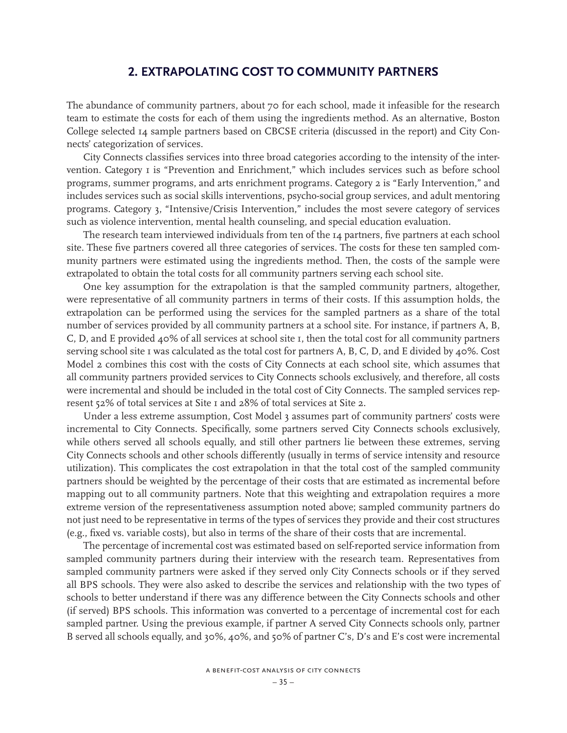## 2. EXTRAPOLATING COST TO COMMUNITY PARTNERS

The abundance of community partners, about 70 for each school, made it infeasible for the research team to estimate the costs for each of them using the ingredients method. As an alternative, Boston College selected 14 sample partners based on CBCSE criteria (discussed in the report) and City Connects' categorization of services.

City Connects classifies services into three broad categories according to the intensity of the intervention. Category 1 is "Prevention and Enrichment," which includes services such as before school programs, summer programs, and arts enrichment programs. Category 2 is "Early Intervention," and includes services such as social skills interventions, psycho-social group services, and adult mentoring programs. Category 3, "Intensive/Crisis Intervention," includes the most severe category of services such as violence intervention, mental health counseling, and special education evaluation.

The research team interviewed individuals from ten of the 14 partners, five partners at each school site. These five partners covered all three categories of services. The costs for these ten sampled community partners were estimated using the ingredients method. Then, the costs of the sample were extrapolated to obtain the total costs for all community partners serving each school site.

One key assumption for the extrapolation is that the sampled community partners, altogether, were representative of all community partners in terms of their costs. If this assumption holds, the extrapolation can be performed using the services for the sampled partners as a share of the total number of services provided by all community partners at a school site. For instance, if partners A, B, C, D, and E provided 40% of all services at school site 1, then the total cost for all community partners serving school site 1 was calculated as the total cost for partners A, B, C, D, and E divided by 40%. Cost Model 2 combines this cost with the costs of City Connects at each school site, which assumes that all community partners provided services to City Connects schools exclusively, and therefore, all costs were incremental and should be included in the total cost of City Connects. The sampled services represent 52% of total services at Site 1 and 28% of total services at Site 2.

Under a less extreme assumption, Cost Model 3 assumes part of community partners' costs were incremental to City Connects. Specifically, some partners served City Connects schools exclusively, while others served all schools equally, and still other partners lie between these extremes, serving City Connects schools and other schools differently (usually in terms of service intensity and resource utilization). This complicates the cost extrapolation in that the total cost of the sampled community partners should be weighted by the percentage of their costs that are estimated as incremental before mapping out to all community partners. Note that this weighting and extrapolation requires a more extreme version of the representativeness assumption noted above; sampled community partners do not just need to be representative in terms of the types of services they provide and their cost structures (e.g., fixed vs. variable costs), but also in terms of the share of their costs that are incremental.

The percentage of incremental cost was estimated based on self-reported service information from sampled community partners during their interview with the research team. Representatives from sampled community partners were asked if they served only City Connects schools or if they served all BPS schools. They were also asked to describe the services and relationship with the two types of schools to better understand if there was any difference between the City Connects schools and other (if served) BPS schools. This information was converted to a percentage of incremental cost for each sampled partner. Using the previous example, if partner A served City Connects schools only, partner B served all schools equally, and 30%, 40%, and 50% of partner C's, D's and E's cost were incremental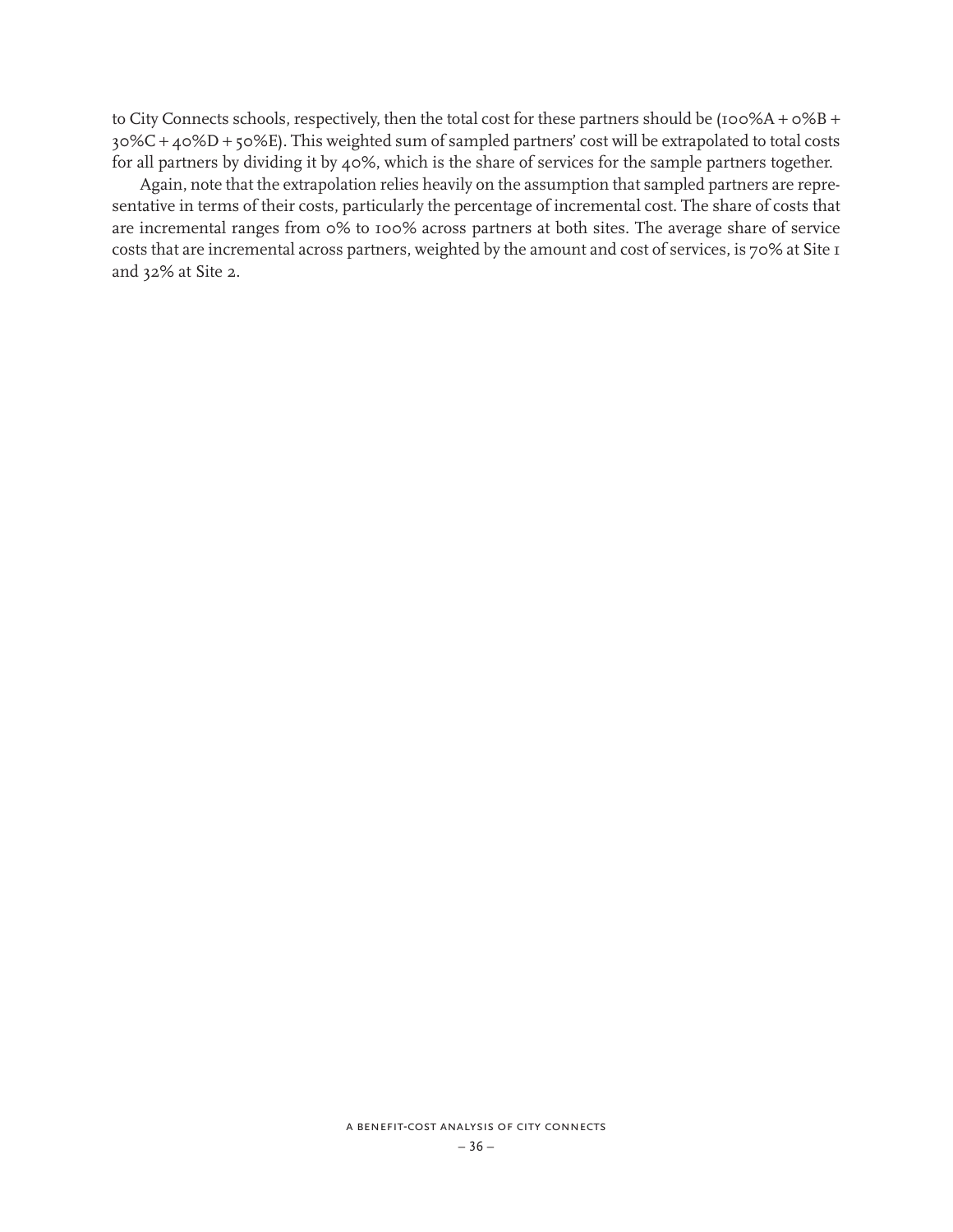to City Connects schools, respectively, then the total cost for these partners should be (100%A + 0%B + 30%C + 40%D + 50%E). This weighted sum of sampled partners' cost will be extrapolated to total costs for all partners by dividing it by 40%, which is the share of services for the sample partners together.

Again, note that the extrapolation relies heavily on the assumption that sampled partners are representative in terms of their costs, particularly the percentage of incremental cost. The share of costs that are incremental ranges from 0% to 100% across partners at both sites. The average share of service costs that are incremental across partners, weighted by the amount and cost of services, is 70% at Site 1 and 32% at Site 2.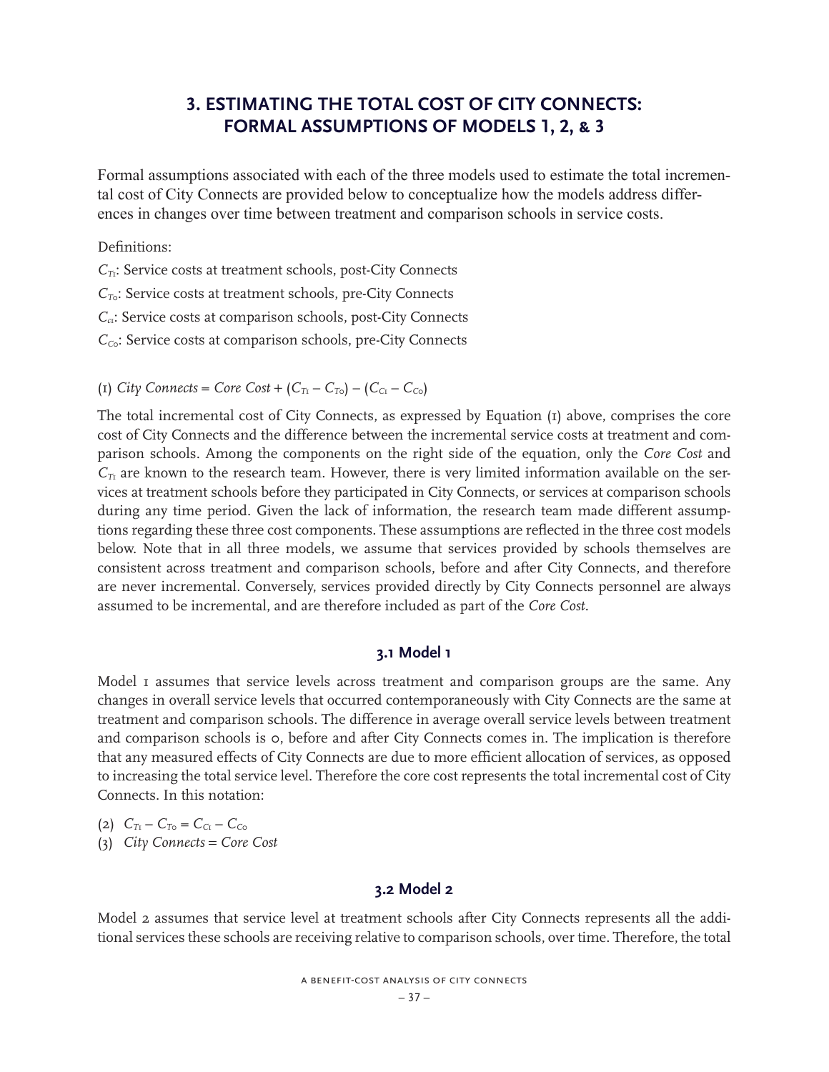## 3. ESTIMATING THE TOTAL COST OF CITY CONNECTS: FORMAL ASSUMPTIONS OF MODELS 1, 2, & 3

Formal assumptions associated with each of the three models used to estimate the total incremental cost of City Connects are provided below to conceptualize how the models address differences in changes over time between treatment and comparison schools in service costs.

Definitions:

$C_{T1}$: Service costs at treatment schools, post-City Connects

$C_{T0}$: Service costs at treatment schools, pre-City Connects

$C_{C1}$: Service costs at comparison schools, post-City Connects

$C_{C0}$: Service costs at comparison schools, pre-City Connects

(1) $\textit{City Connects} = \textit{Core Cost} + (C_{T1} - C_{T0}) - (C_{C1} - C_{C0})$

The total incremental cost of City Connects, as expressed by Equation (1) above, comprises the core cost of City Connects and the difference between the incremental service costs at treatment and comparison schools. Among the components on the right side of the equation, only the *Core Cost* and $C_{T1}$ are known to the research team. However, there is very limited information available on the services at treatment schools before they participated in City Connects, or services at comparison schools during any time period. Given the lack of information, the research team made different assumptions regarding these three cost components. These assumptions are reflected in the three cost models below. Note that in all three models, we assume that services provided by schools themselves are consistent across treatment and comparison schools, before and after City Connects, and therefore are never incremental. Conversely, services provided directly by City Connects personnel are always assumed to be incremental, and are therefore included as part of the *Core Cost*.

### 3.1 Model 1

Model 1 assumes that service levels across treatment and comparison groups are the same. Any changes in overall service levels that occurred contemporaneously with City Connects are the same at treatment and comparison schools. The difference in average overall service levels between treatment and comparison schools is 0, before and after City Connects comes in. The implication is therefore that any measured effects of City Connects are due to more efficient allocation of services, as opposed to increasing the total service level. Therefore the core cost represents the total incremental cost of City Connects. In this notation:

(2) $C_{T1} - C_{T0} = C_{C1} - C_{C0}$

(3) $\textit{City Connects} = \textit{Core Cost}$

### 3.2 Model 2

Model 2 assumes that service level at treatment schools after City Connects represents all the additional services these schools are receiving relative to comparison schools, over time. Therefore, the total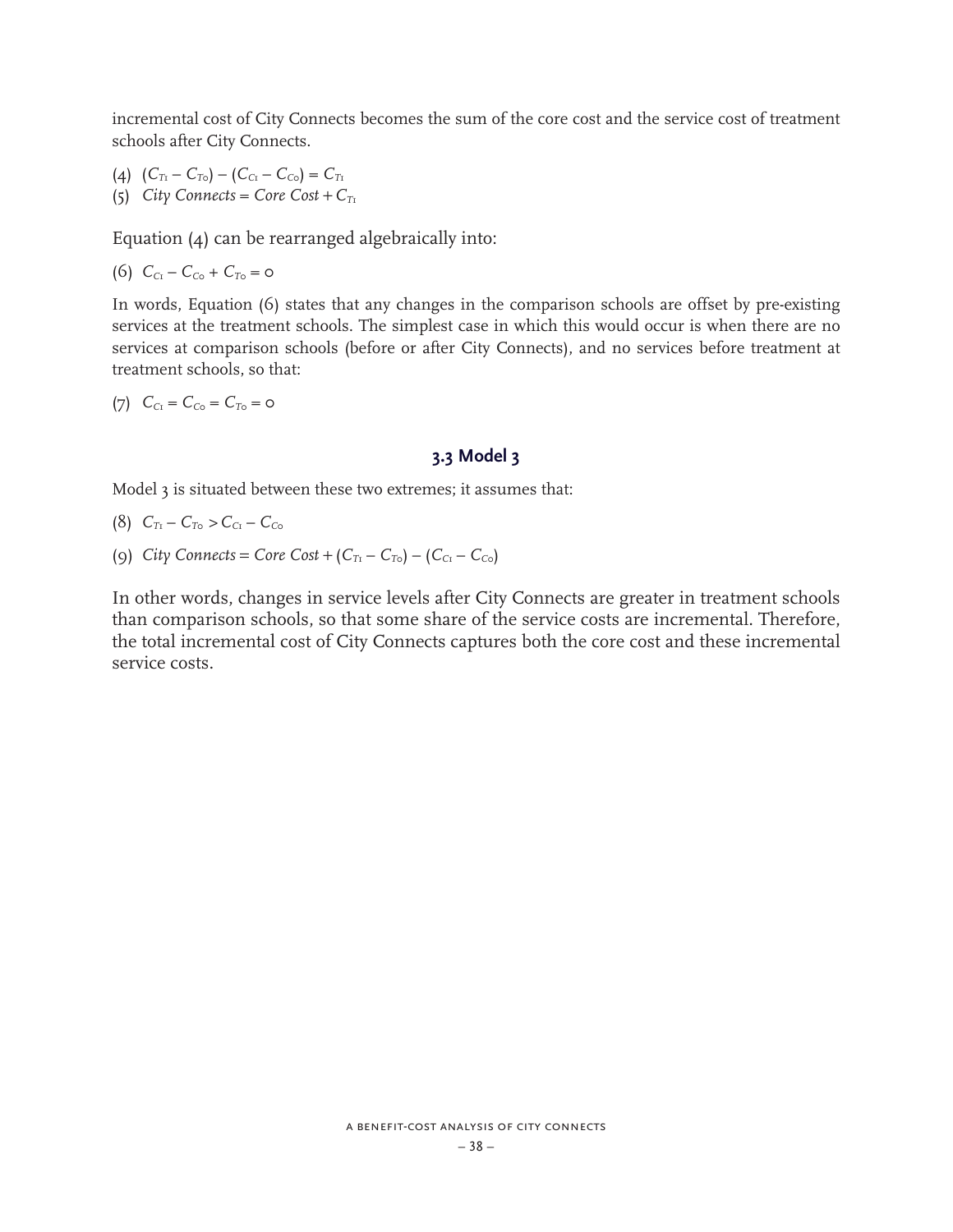incremental cost of City Connects becomes the sum of the core cost and the service cost of treatment schools after City Connects.

(4) $(C_{T1} - C_{T0}) - (C_{C1} - C_{C0}) = C_{T1}$

(5) $City\ Connects = Core\ Cost + C_{T1}$

Equation (4) can be rearranged algebraically into:

(6) $C_{C1} - C_{C0} + C_{T0} = 0$

In words, Equation (6) states that any changes in the comparison schools are offset by pre-existing services at the treatment schools. The simplest case in which this would occur is when there are no services at comparison schools (before or after City Connects), and no services before treatment at treatment schools, so that:

(7) $C_{C1} = C_{C0} = C_{T0} = 0$

### 3.3 Model 3

Model 3 is situated between these two extremes; it assumes that:

(8) $C_{T1} - C_{T0} > C_{C1} - C_{C0}$

(9) $City\ Connects = Core\ Cost + (C_{T1} - C_{T0}) - (C_{C1} - C_{C0})$

In other words, changes in service levels after City Connects are greater in treatment schools than comparison schools, so that some share of the service costs are incremental. Therefore, the total incremental cost of City Connects captures both the core cost and these incremental service costs.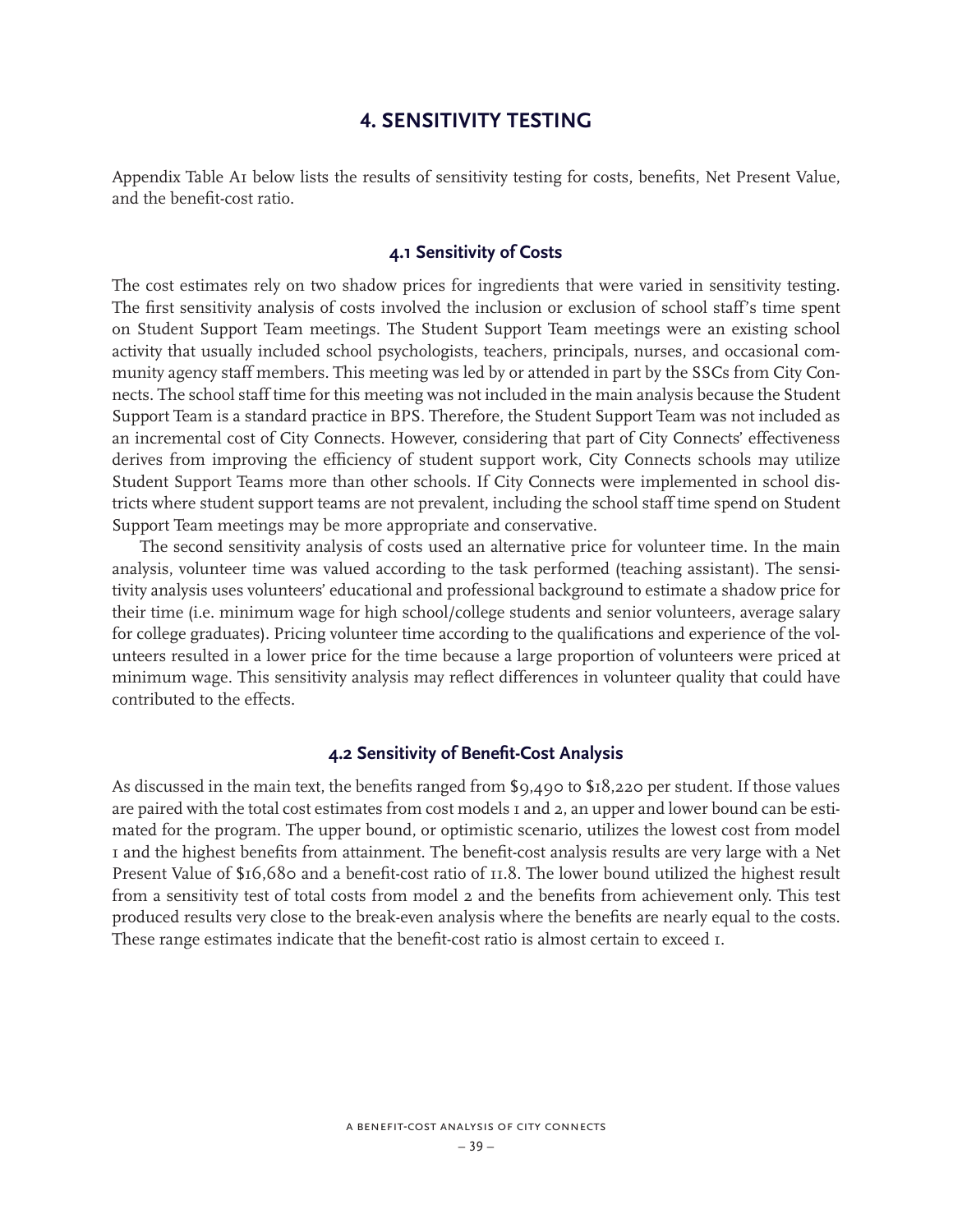## 4. SENSITIVITY TESTING

Appendix Table A1 below lists the results of sensitivity testing for costs, benefits, Net Present Value, and the benefit-cost ratio.

### 4.1 Sensitivity of Costs

The cost estimates rely on two shadow prices for ingredients that were varied in sensitivity testing. The first sensitivity analysis of costs involved the inclusion or exclusion of school staff's time spent on Student Support Team meetings. The Student Support Team meetings were an existing school activity that usually included school psychologists, teachers, principals, nurses, and occasional community agency staff members. This meeting was led by or attended in part by the SSCs from City Connects. The school staff time for this meeting was not included in the main analysis because the Student Support Team is a standard practice in BPS. Therefore, the Student Support Team was not included as an incremental cost of City Connects. However, considering that part of City Connects' effectiveness derives from improving the efficiency of student support work, City Connects schools may utilize Student Support Teams more than other schools. If City Connects were implemented in school districts where student support teams are not prevalent, including the school staff time spend on Student Support Team meetings may be more appropriate and conservative.

The second sensitivity analysis of costs used an alternative price for volunteer time. In the main analysis, volunteer time was valued according to the task performed (teaching assistant). The sensitivity analysis uses volunteers' educational and professional background to estimate a shadow price for their time (i.e. minimum wage for high school/college students and senior volunteers, average salary for college graduates). Pricing volunteer time according to the qualifications and experience of the volunteers resulted in a lower price for the time because a large proportion of volunteers were priced at minimum wage. This sensitivity analysis may reflect differences in volunteer quality that could have contributed to the effects.

### 4.2 Sensitivity of Benefit-Cost Analysis

As discussed in the main text, the benefits ranged from $9,490 to $18,220 per student. If those values are paired with the total cost estimates from cost models 1 and 2, an upper and lower bound can be estimated for the program. The upper bound, or optimistic scenario, utilizes the lowest cost from model 1 and the highest benefits from attainment. The benefit-cost analysis results are very large with a Net Present Value of $16,680 and a benefit-cost ratio of 11.8. The lower bound utilized the highest result from a sensitivity test of total costs from model 2 and the benefits from achievement only. This test produced results very close to the break-even analysis where the benefits are nearly equal to the costs. These range estimates indicate that the benefit-cost ratio is almost certain to exceed 1.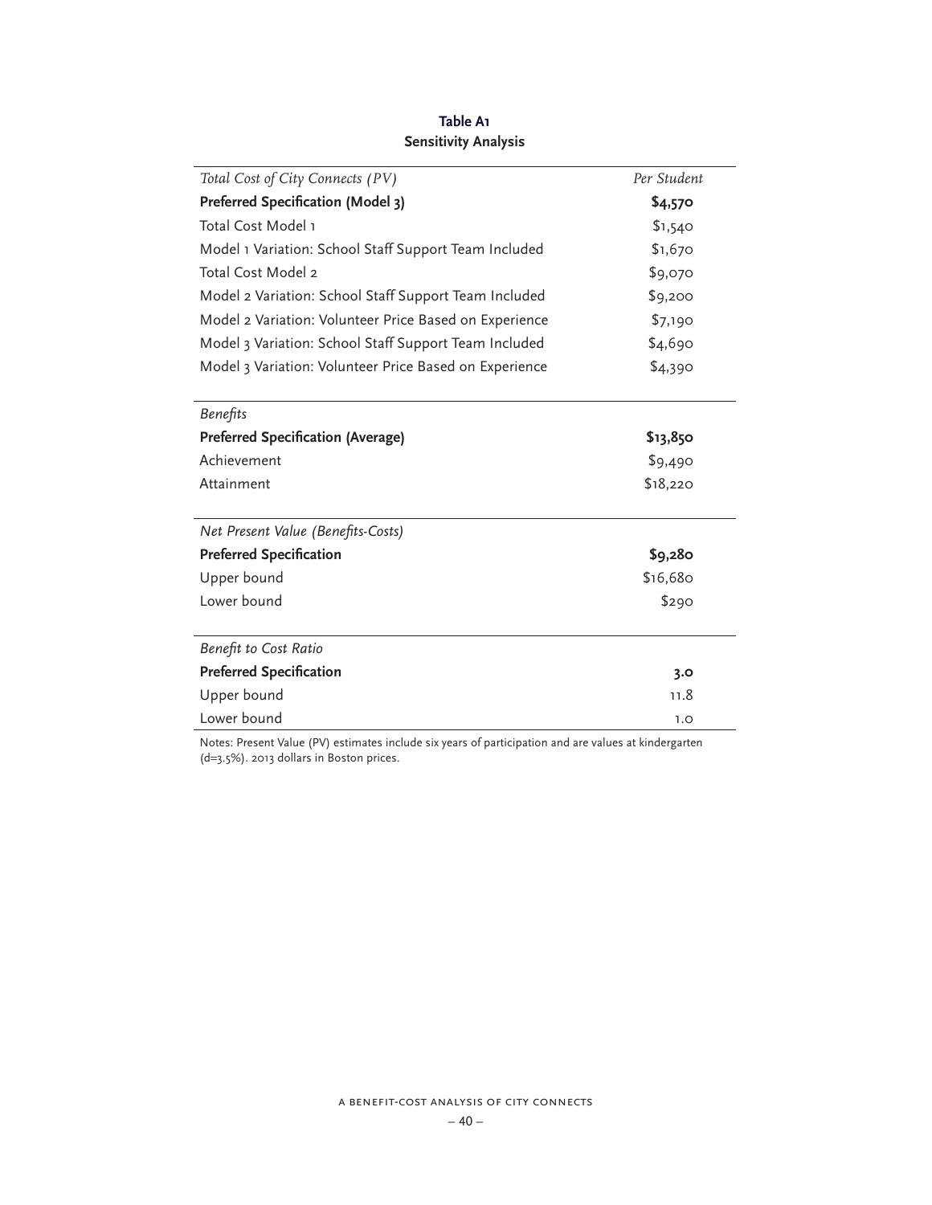**Table A1**
**Sensitivity Analysis**

| *Total Cost of City Connects (PV)* | *Per Student* |
|---|---|
| **Preferred Specification (Model 3)** | **$4,570** |
| Total Cost Model 1 | $1,540 |
| Model 1 Variation: School Staff Support Team Included | $1,670 |
| Total Cost Model 2 | $9,070 |
| Model 2 Variation: School Staff Support Team Included | $9,200 |
| Model 2 Variation: Volunteer Price Based on Experience | $7,190 |
| Model 3 Variation: School Staff Support Team Included | $4,690 |
| Model 3 Variation: Volunteer Price Based on Experience | $4,390 |
| *Benefits* | |
| **Preferred Specification (Average)** | **$13,850** |
| Achievement | $9,490 |
| Attainment | $18,220 |
| *Net Present Value (Benefits-Costs)* | |
| **Preferred Specification** | **$9,280** |
| Upper bound | $16,680 |
| Lower bound | $290 |
| *Benefit to Cost Ratio* | |
| **Preferred Specification** | **3.0** |
| Upper bound | 11.8 |
| Lower bound | 1.0 |

Notes: Present Value (PV) estimates include six years of participation and are values at kindergarten (d=3.5%). 2013 dollars in Boston prices.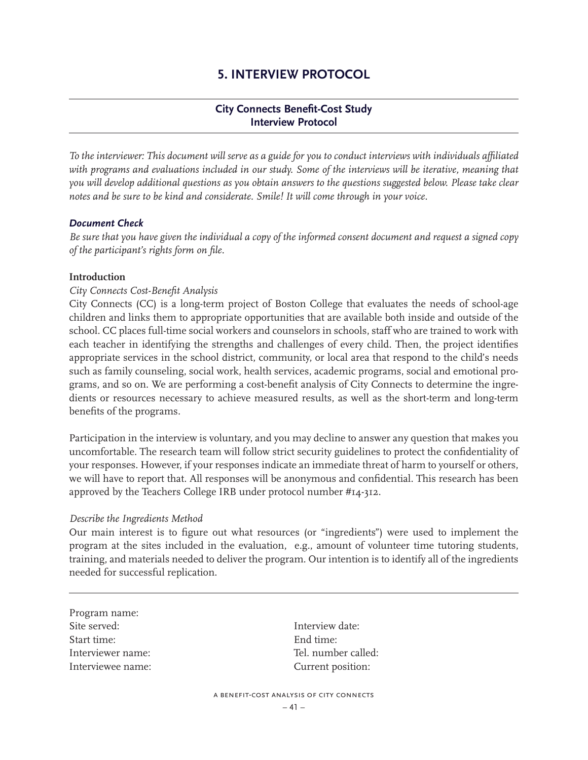# 5. INTERVIEW PROTOCOL

## City Connects Benefit-Cost Study
## Interview Protocol

*To the interviewer: This document will serve as a guide for you to conduct interviews with individuals affiliated with programs and evaluations included in our study. Some of the interviews will be iterative, meaning that you will develop additional questions as you obtain answers to the questions suggested below. Please take clear notes and be sure to be kind and considerate. Smile! It will come through in your voice.*

***Document Check***

*Be sure that you have given the individual a copy of the informed consent document and request a signed copy of the participant's rights form on file.*

**Introduction**

*City Connects Cost-Benefit Analysis*

City Connects (CC) is a long-term project of Boston College that evaluates the needs of school-age children and links them to appropriate opportunities that are available both inside and outside of the school. CC places full-time social workers and counselors in schools, staff who are trained to work with each teacher in identifying the strengths and challenges of every child. Then, the project identifies appropriate services in the school district, community, or local area that respond to the child's needs such as family counseling, social work, health services, academic programs, social and emotional programs, and so on. We are performing a cost-benefit analysis of City Connects to determine the ingredients or resources necessary to achieve measured results, as well as the short-term and long-term benefits of the programs.

Participation in the interview is voluntary, and you may decline to answer any question that makes you uncomfortable. The research team will follow strict security guidelines to protect the confidentiality of your responses. However, if your responses indicate an immediate threat of harm to yourself or others, we will have to report that. All responses will be anonymous and confidential. This research has been approved by the Teachers College IRB under protocol number #14-312.

*Describe the Ingredients Method*

Our main interest is to figure out what resources (or "ingredients") were used to implement the program at the sites included in the evaluation, e.g., amount of volunteer time tutoring students, training, and materials needed to deliver the program. Our intention is to identify all of the ingredients needed for successful replication.

---

Program name:
Site served: Interview date:
Start time: End time:
Interviewer name: Tel. number called:
Interviewee name: Current position: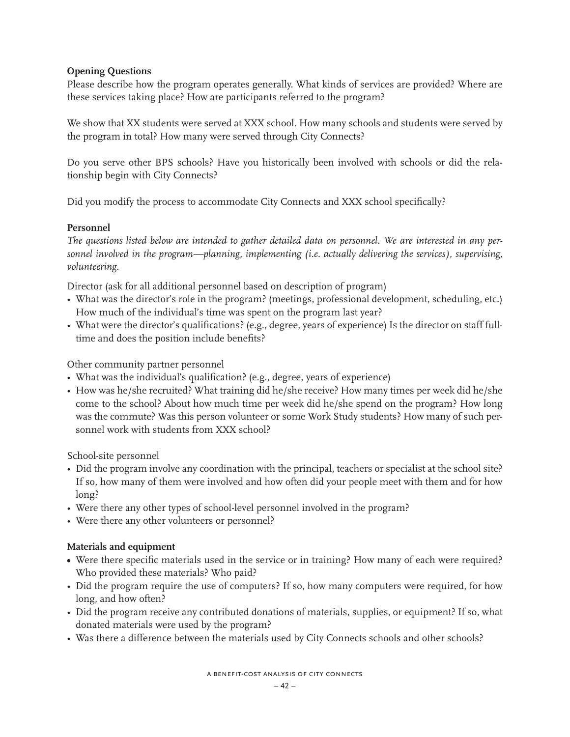**Opening Questions**

Please describe how the program operates generally. What kinds of services are provided? Where are these services taking place? How are participants referred to the program?

We show that XX students were served at XXX school. How many schools and students were served by the program in total? How many were served through City Connects?

Do you serve other BPS schools? Have you historically been involved with schools or did the relationship begin with City Connects?

Did you modify the process to accommodate City Connects and XXX school specifically?

**Personnel**

*The questions listed below are intended to gather detailed data on personnel. We are interested in any personnel involved in the program—planning, implementing (i.e. actually delivering the services), supervising, volunteering.*

Director (ask for all additional personnel based on description of program)

- What was the director's role in the program? (meetings, professional development, scheduling, etc.) How much of the individual's time was spent on the program last year?
- What were the director's qualifications? (e.g., degree, years of experience) Is the director on staff full-time and does the position include benefits?

Other community partner personnel

- What was the individual's qualification? (e.g., degree, years of experience)
- How was he/she recruited? What training did he/she receive? How many times per week did he/she come to the school? About how much time per week did he/she spend on the program? How long was the commute? Was this person volunteer or some Work Study students? How many of such personnel work with students from XXX school?

School-site personnel

- Did the program involve any coordination with the principal, teachers or specialist at the school site? If so, how many of them were involved and how often did your people meet with them and for how long?
- Were there any other types of school-level personnel involved in the program?
- Were there any other volunteers or personnel?

**Materials and equipment**

- Were there specific materials used in the service or in training? How many of each were required? Who provided these materials? Who paid?
- Did the program require the use of computers? If so, how many computers were required, for how long, and how often?
- Did the program receive any contributed donations of materials, supplies, or equipment? If so, what donated materials were used by the program?
- Was there a difference between the materials used by City Connects schools and other schools?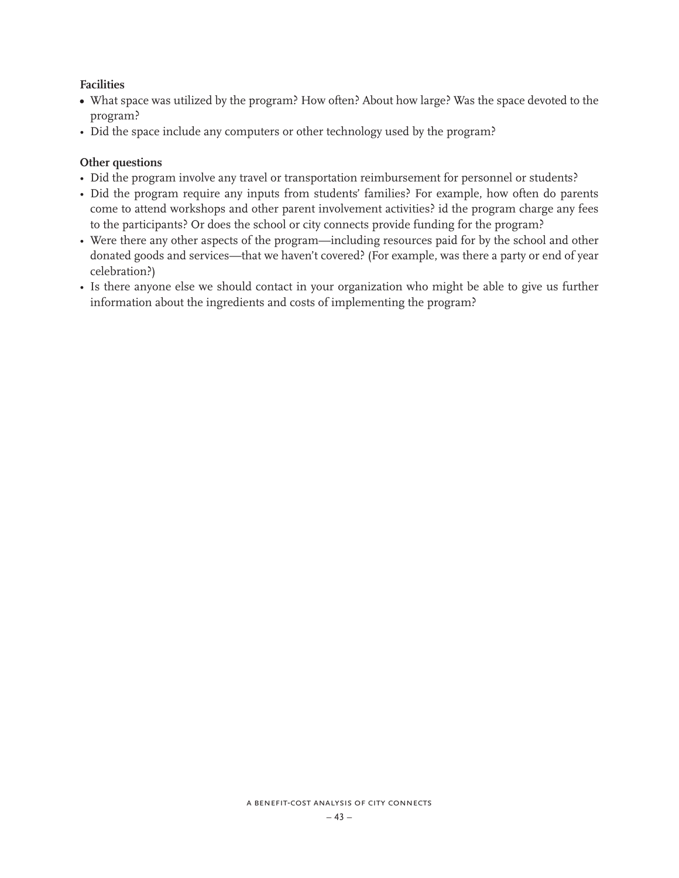**Facilities**

- What space was utilized by the program? How often? About how large? Was the space devoted to the program?
- Did the space include any computers or other technology used by the program?

**Other questions**

- Did the program involve any travel or transportation reimbursement for personnel or students?
- Did the program require any inputs from students' families? For example, how often do parents come to attend workshops and other parent involvement activities? id the program charge any fees to the participants? Or does the school or city connects provide funding for the program?
- Were there any other aspects of the program—including resources paid for by the school and other donated goods and services—that we haven't covered? (For example, was there a party or end of year celebration?)
- Is there anyone else we should contact in your organization who might be able to give us further information about the ingredients and costs of implementing the program?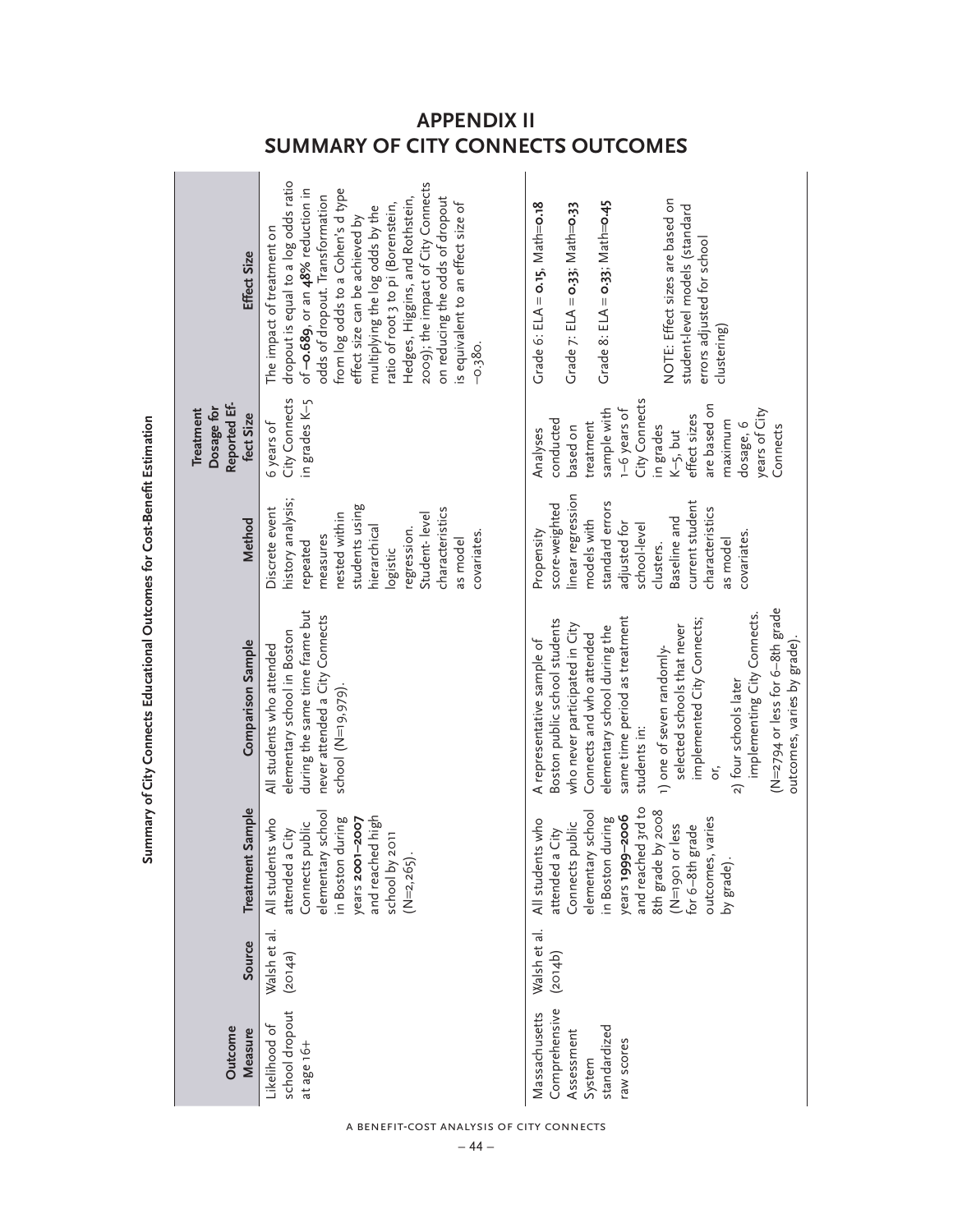# APPENDIX II
# SUMMARY OF CITY CONNECTS OUTCOMES

**Summary of City Connects Educational Outcomes for Cost-Benefit Estimation**

| Outcome Measure | Source | Treatment Sample | Comparison Sample | Method | Treatment Dosage for Reported Effect Size | Effect Size |
|---|---|---|---|---|---|---|
| Likelihood of school dropout at age 16+ | Walsh et al. (2014a) | All students who attended a City Connects public elementary school in Boston during years **2001–2007** and reached high school by 2011 (N=2,265). | All students who attended elementary school in Boston during the same time frame but never attended a City Connects school (N=19,979). | Discrete event history analysis; repeated measures nested within students using hierarchical logistic regression. Student- level characteristics as model covariates. | 6 years of City Connects in grades K–5 | The impact of treatment on dropout is equal to a log odds ratio of **–0.689**, or an **48%** reduction in odds of dropout. Transformation from log odds to a Cohen's d type effect size can be achieved by multiplying the log odds by the ratio of root 3 to pi (Borenstein, Hedges, Higgins, and Rothstein, 2009); the impact of City Connects on reducing the odds of dropout is equivalent to an effect size of –0.380. |
| Massachusetts Comprehensive Assessment System standardized raw scores | Walsh et al. (2014b) | All students who attended a City Connects public elementary school in Boston during years **1999–2006** and reached 3rd to 8th grade by 2008 (N=1901 or less for 6–8th grade outcomes, varies by grade). | A representative sample of Boston public school students who never participated in City Connects and who attended elementary school during the same time period as treatment students in:<br>1) one of seven randomly-selected schools that never implemented City Connects; or,<br>2) four schools later implementing City Connects.<br>(N=2794 or less for 6–8th grade outcomes, varies by grade). | Propensity score-weighted linear regression models with standard errors adjusted for school-level clusters. Baseline and current student characteristics as model covariates. | Analyses conducted based on treatment sample with 1–6 years of City Connects in grades K–5, but effect sizes are based on maximum dosage, 6 years of City Connects | Grade 6: ELA = **0.15**, Math=**0.18**<br><br>Grade 7: ELA = **0.33**; Math=**0.33**<br><br>Grade 8: ELA = **0.33**; Math=**0.45**<br><br>NOTE: Effect sizes are based on student-level models (standard errors adjusted for school clustering) |